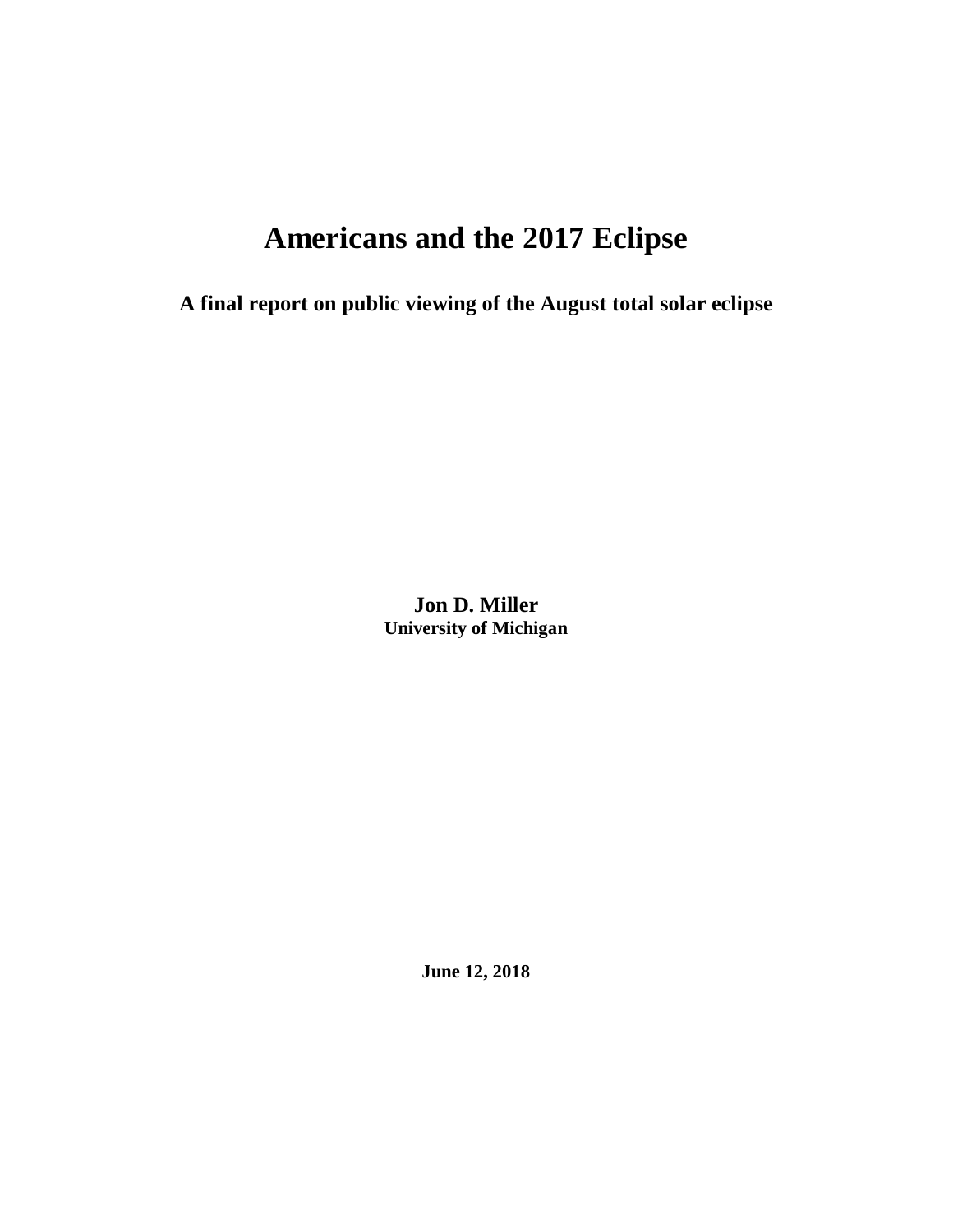# Americans and the 2017 Eclipse

## A final report on public viewing of the August total solar eclipse

**Jon D. Miller**
**University of Michigan**

**June 12, 2018**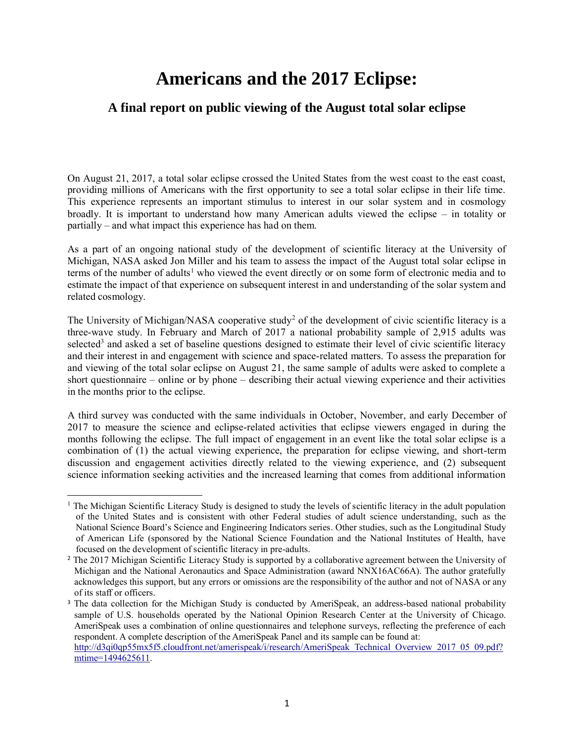# Americans and the 2017 Eclipse:

## A final report on public viewing of the August total solar eclipse

On August 21, 2017, a total solar eclipse crossed the United States from the west coast to the east coast, providing millions of Americans with the first opportunity to see a total solar eclipse in their life time. This experience represents an important stimulus to interest in our solar system and in cosmology broadly. It is important to understand how many American adults viewed the eclipse – in totality or partially – and what impact this experience has had on them.

As a part of an ongoing national study of the development of scientific literacy at the University of Michigan, NASA asked Jon Miller and his team to assess the impact of the August total solar eclipse in terms of the number of adults[1] who viewed the event directly or on some form of electronic media and to estimate the impact of that experience on subsequent interest in and understanding of the solar system and related cosmology.

The University of Michigan/NASA cooperative study[2] of the development of civic scientific literacy is a three-wave study. In February and March of 2017 a national probability sample of 2,915 adults was selected[3] and asked a set of baseline questions designed to estimate their level of civic scientific literacy and their interest in and engagement with science and space-related matters. To assess the preparation for and viewing of the total solar eclipse on August 21, the same sample of adults were asked to complete a short questionnaire – online or by phone – describing their actual viewing experience and their activities in the months prior to the eclipse.

A third survey was conducted with the same individuals in October, November, and early December of 2017 to measure the science and eclipse-related activities that eclipse viewers engaged in during the months following the eclipse. The full impact of engagement in an event like the total solar eclipse is a combination of (1) the actual viewing experience, the preparation for eclipse viewing, and short-term discussion and engagement activities directly related to the viewing experience, and (2) subsequent science information seeking activities and the increased learning that comes from additional information

---

[1] The Michigan Scientific Literacy Study is designed to study the levels of scientific literacy in the adult population of the United States and is consistent with other Federal studies of adult science understanding, such as the National Science Board's Science and Engineering Indicators series. Other studies, such as the Longitudinal Study of American Life (sponsored by the National Science Foundation and the National Institutes of Health, have focused on the development of scientific literacy in pre-adults.

[2] The 2017 Michigan Scientific Literacy Study is supported by a collaborative agreement between the University of Michigan and the National Aeronautics and Space Administration (award NNX16AC66A). The author gratefully acknowledges this support, but any errors or omissions are the responsibility of the author and not of NASA or any of its staff or officers.

[3] The data collection for the Michigan Study is conducted by AmeriSpeak, an address-based national probability sample of U.S. households operated by the National Opinion Research Center at the University of Chicago. AmeriSpeak uses a combination of online questionnaires and telephone surveys, reflecting the preference of each respondent. A complete description of the AmeriSpeak Panel and its sample can be found at: http://d3qi0qp55mx5f5.cloudfront.net/amerispeak/i/research/AmeriSpeak_Technical_Overview_2017_05_09.pdf?mtime=1494625611.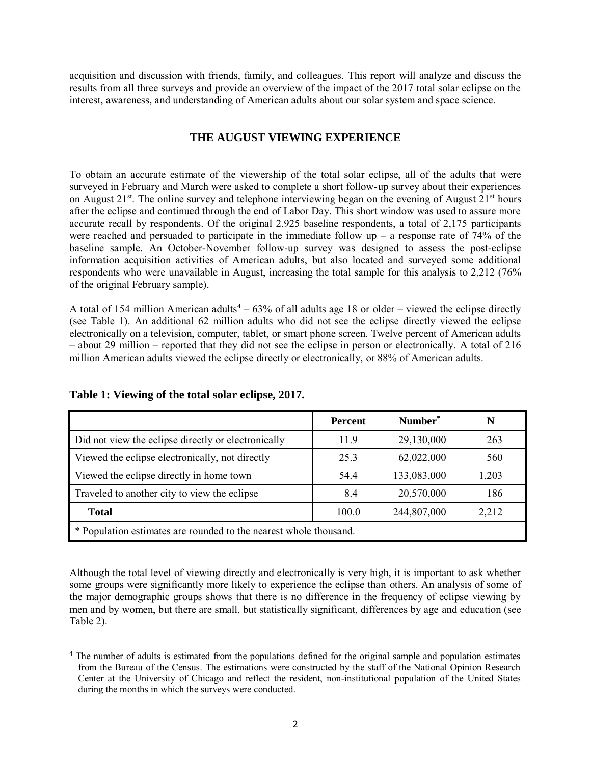acquisition and discussion with friends, family, and colleagues. This report will analyze and discuss the results from all three surveys and provide an overview of the impact of the 2017 total solar eclipse on the interest, awareness, and understanding of American adults about our solar system and space science.

## THE AUGUST VIEWING EXPERIENCE

To obtain an accurate estimate of the viewership of the total solar eclipse, all of the adults that were surveyed in February and March were asked to complete a short follow-up survey about their experiences on August 21st. The online survey and telephone interviewing began on the evening of August 21st hours after the eclipse and continued through the end of Labor Day. This short window was used to assure more accurate recall by respondents. Of the original 2,925 baseline respondents, a total of 2,175 participants were reached and persuaded to participate in the immediate follow up – a response rate of 74% of the baseline sample. An October-November follow-up survey was designed to assess the post-eclipse information acquisition activities of American adults, but also located and surveyed some additional respondents who were unavailable in August, increasing the total sample for this analysis to 2,212 (76% of the original February sample).

A total of 154 million American adults[4] – 63% of all adults age 18 or older – viewed the eclipse directly (see Table 1). An additional 62 million adults who did not see the eclipse directly viewed the eclipse electronically on a television, computer, tablet, or smart phone screen. Twelve percent of American adults – about 29 million – reported that they did not see the eclipse in person or electronically. A total of 216 million American adults viewed the eclipse directly or electronically, or 88% of American adults.

**Table 1: Viewing of the total solar eclipse, 2017.**

| | Percent | Number* | N |
|---|---|---|---|
| Did not view the eclipse directly or electronically | 11.9 | 29,130,000 | 263 |
| Viewed the eclipse electronically, not directly | 25.3 | 62,022,000 | 560 |
| Viewed the eclipse directly in home town | 54.4 | 133,083,000 | 1,203 |
| Traveled to another city to view the eclipse | 8.4 | 20,570,000 | 186 |
| **Total** | 100.0 | 244,807,000 | 2,212 |

\* Population estimates are rounded to the nearest whole thousand.

Although the total level of viewing directly and electronically is very high, it is important to ask whether some groups were significantly more likely to experience the eclipse than others. An analysis of some of the major demographic groups shows that there is no difference in the frequency of eclipse viewing by men and by women, but there are small, but statistically significant, differences by age and education (see Table 2).

[4] The number of adults is estimated from the populations defined for the original sample and population estimates from the Bureau of the Census. The estimations were constructed by the staff of the National Opinion Research Center at the University of Chicago and reflect the resident, non-institutional population of the United States during the months in which the surveys were conducted.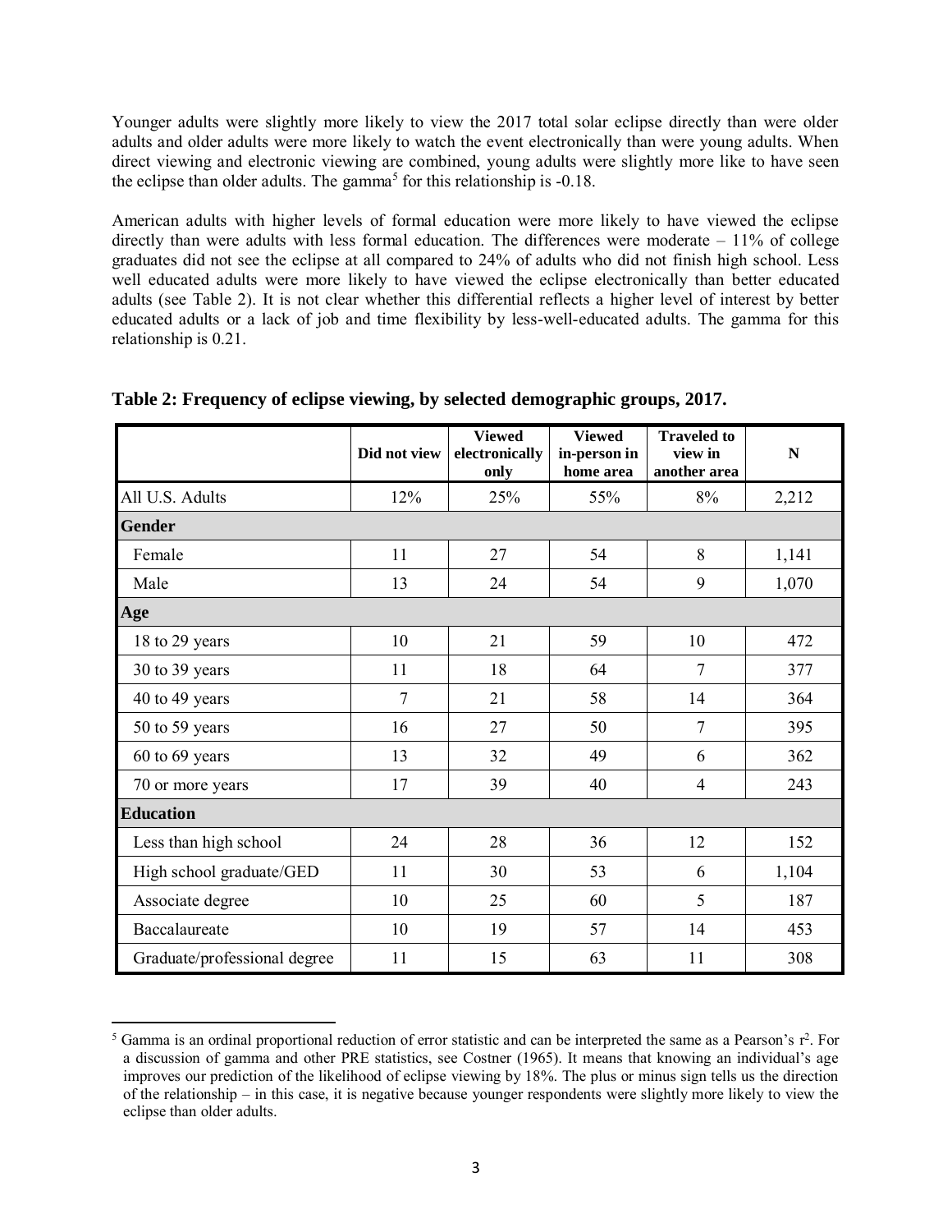Younger adults were slightly more likely to view the 2017 total solar eclipse directly than were older adults and older adults were more likely to watch the event electronically than were young adults. When direct viewing and electronic viewing are combined, young adults were slightly more like to have seen the eclipse than older adults. The gamma[5] for this relationship is -0.18.

American adults with higher levels of formal education were more likely to have viewed the eclipse directly than were adults with less formal education. The differences were moderate – 11% of college graduates did not see the eclipse at all compared to 24% of adults who did not finish high school. Less well educated adults were more likely to have viewed the eclipse electronically than better educated adults (see Table 2). It is not clear whether this differential reflects a higher level of interest by better educated adults or a lack of job and time flexibility by less-well-educated adults. The gamma for this relationship is 0.21.

**Table 2: Frequency of eclipse viewing, by selected demographic groups, 2017.**

| | Did not view | Viewed electronically only | Viewed in-person in home area | Traveled to view in another area | N |
|---|---|---|---|---|---|
| All U.S. Adults | 12% | 25% | 55% | 8% | 2,212 |
| **Gender** | | | | | |
| Female | 11 | 27 | 54 | 8 | 1,141 |
| Male | 13 | 24 | 54 | 9 | 1,070 |
| **Age** | | | | | |
| 18 to 29 years | 10 | 21 | 59 | 10 | 472 |
| 30 to 39 years | 11 | 18 | 64 | 7 | 377 |
| 40 to 49 years | 7 | 21 | 58 | 14 | 364 |
| 50 to 59 years | 16 | 27 | 50 | 7 | 395 |
| 60 to 69 years | 13 | 32 | 49 | 6 | 362 |
| 70 or more years | 17 | 39 | 40 | 4 | 243 |
| **Education** | | | | | |
| Less than high school | 24 | 28 | 36 | 12 | 152 |
| High school graduate/GED | 11 | 30 | 53 | 6 | 1,104 |
| Associate degree | 10 | 25 | 60 | 5 | 187 |
| Baccalaureate | 10 | 19 | 57 | 14 | 453 |
| Graduate/professional degree | 11 | 15 | 63 | 11 | 308 |

[5] Gamma is an ordinal proportional reduction of error statistic and can be interpreted the same as a Pearson's $r^2$. For a discussion of gamma and other PRE statistics, see Costner (1965). It means that knowing an individual's age improves our prediction of the likelihood of eclipse viewing by 18%. The plus or minus sign tells us the direction of the relationship – in this case, it is negative because younger respondents were slightly more likely to view the eclipse than older adults.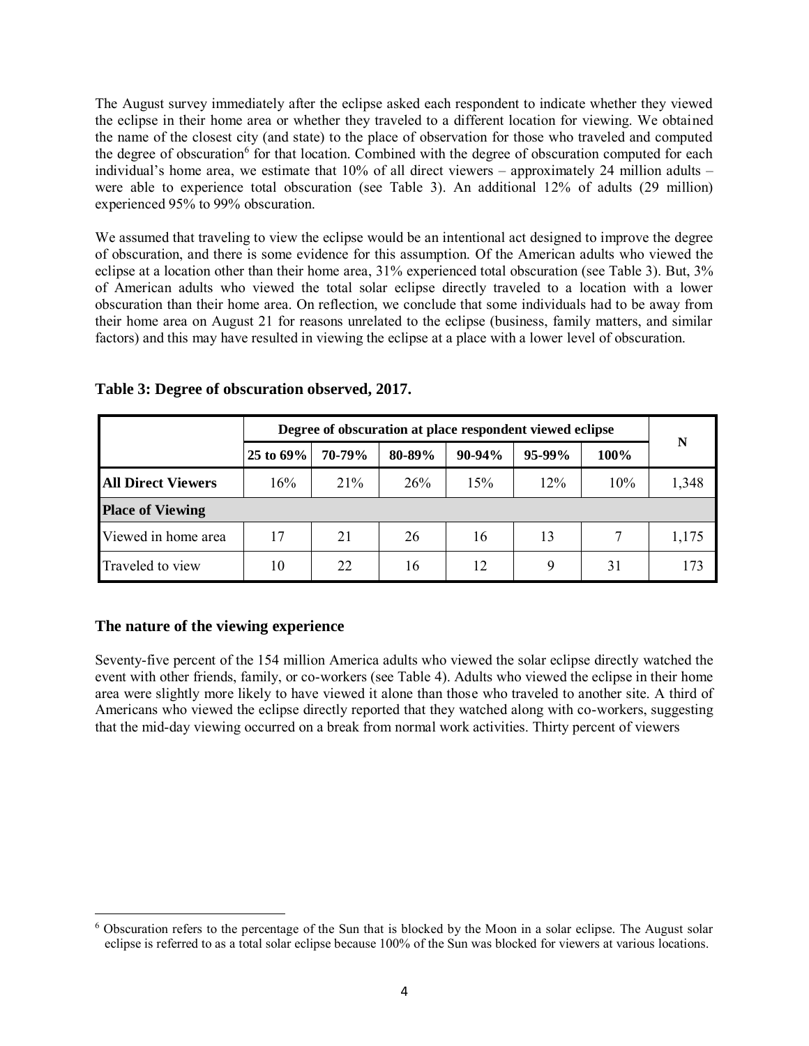The August survey immediately after the eclipse asked each respondent to indicate whether they viewed the eclipse in their home area or whether they traveled to a different location for viewing. We obtained the name of the closest city (and state) to the place of observation for those who traveled and computed the degree of obscuration[6] for that location. Combined with the degree of obscuration computed for each individual's home area, we estimate that 10% of all direct viewers – approximately 24 million adults – were able to experience total obscuration (see Table 3). An additional 12% of adults (29 million) experienced 95% to 99% obscuration.

We assumed that traveling to view the eclipse would be an intentional act designed to improve the degree of obscuration, and there is some evidence for this assumption. Of the American adults who viewed the eclipse at a location other than their home area, 31% experienced total obscuration (see Table 3). But, 3% of American adults who viewed the total solar eclipse directly traveled to a location with a lower obscuration than their home area. On reflection, we conclude that some individuals had to be away from their home area on August 21 for reasons unrelated to the eclipse (business, family matters, and similar factors) and this may have resulted in viewing the eclipse at a place with a lower level of obscuration.

**Table 3: Degree of obscuration observed, 2017.**

| | Degree of obscuration at place respondent viewed eclipse | | | | | | N |
|---|---|---|---|---|---|---|---|
| | 25 to 69% | 70-79% | 80-89% | 90-94% | 95-99% | 100% | |
| **All Direct Viewers** | 16% | 21% | 26% | 15% | 12% | 10% | 1,348 |
| **Place of Viewing** | | | | | | | |
| Viewed in home area | 17 | 21 | 26 | 16 | 13 | 7 | 1,175 |
| Traveled to view | 10 | 22 | 16 | 12 | 9 | 31 | 173 |

## The nature of the viewing experience

Seventy-five percent of the 154 million America adults who viewed the solar eclipse directly watched the event with other friends, family, or co-workers (see Table 4). Adults who viewed the eclipse in their home area were slightly more likely to have viewed it alone than those who traveled to another site. A third of Americans who viewed the eclipse directly reported that they watched along with co-workers, suggesting that the mid-day viewing occurred on a break from normal work activities. Thirty percent of viewers

[6] Obscuration refers to the percentage of the Sun that is blocked by the Moon in a solar eclipse. The August solar eclipse is referred to as a total solar eclipse because 100% of the Sun was blocked for viewers at various locations.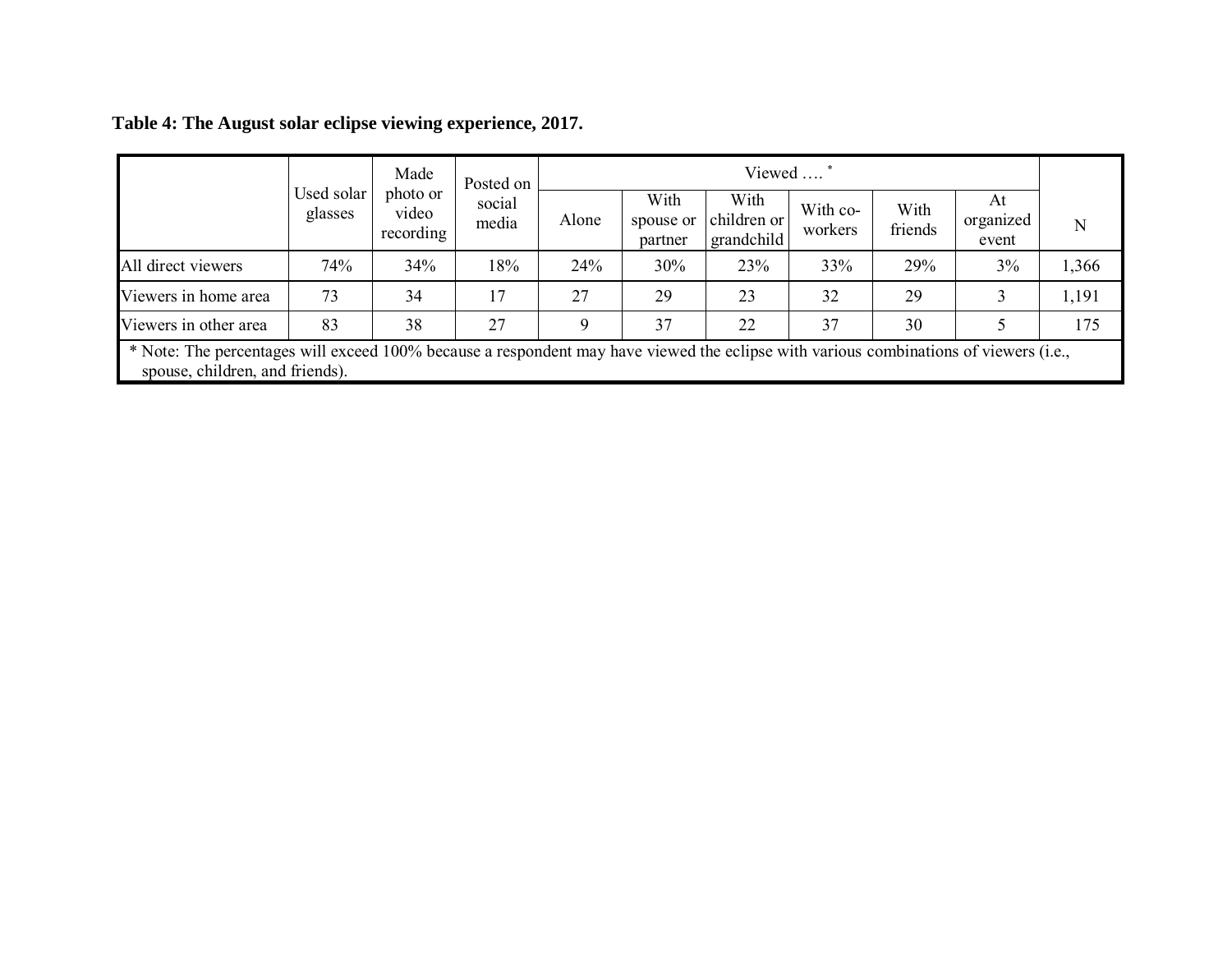**Table 4: The August solar eclipse viewing experience, 2017.**

| | Used solar glasses | Made photo or video recording | Posted on social media | Viewed …. * | | | | | | N |
|---|---|---|---|---|---|---|---|---|---|---|
| | | | | Alone | With spouse or partner | With children or grandchild | With co-workers | With friends | At organized event | |
| All direct viewers | 74% | 34% | 18% | 24% | 30% | 23% | 33% | 29% | 3% | 1,366 |
| Viewers in home area | 73 | 34 | 17 | 27 | 29 | 23 | 32 | 29 | 3 | 1,191 |
| Viewers in other area | 83 | 38 | 27 | 9 | 37 | 22 | 37 | 30 | 5 | 175 |

* Note: The percentages will exceed 100% because a respondent may have viewed the eclipse with various combinations of viewers (i.e., spouse, children, and friends).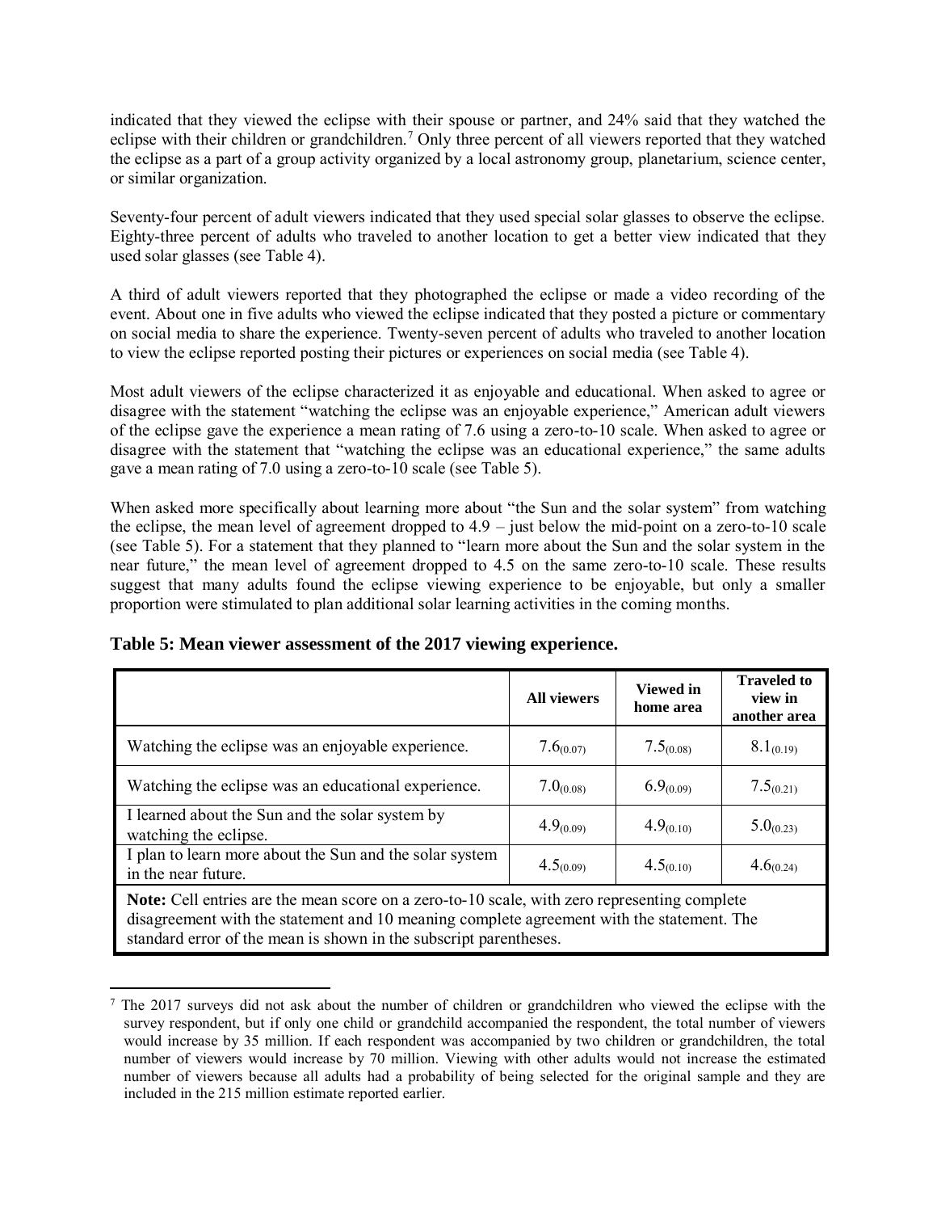indicated that they viewed the eclipse with their spouse or partner, and 24% said that they watched the eclipse with their children or grandchildren.[7] Only three percent of all viewers reported that they watched the eclipse as a part of a group activity organized by a local astronomy group, planetarium, science center, or similar organization.

Seventy-four percent of adult viewers indicated that they used special solar glasses to observe the eclipse. Eighty-three percent of adults who traveled to another location to get a better view indicated that they used solar glasses (see Table 4).

A third of adult viewers reported that they photographed the eclipse or made a video recording of the event. About one in five adults who viewed the eclipse indicated that they posted a picture or commentary on social media to share the experience. Twenty-seven percent of adults who traveled to another location to view the eclipse reported posting their pictures or experiences on social media (see Table 4).

Most adult viewers of the eclipse characterized it as enjoyable and educational. When asked to agree or disagree with the statement "watching the eclipse was an enjoyable experience," American adult viewers of the eclipse gave the experience a mean rating of 7.6 using a zero-to-10 scale. When asked to agree or disagree with the statement that "watching the eclipse was an educational experience," the same adults gave a mean rating of 7.0 using a zero-to-10 scale (see Table 5).

When asked more specifically about learning more about "the Sun and the solar system" from watching the eclipse, the mean level of agreement dropped to 4.9 – just below the mid-point on a zero-to-10 scale (see Table 5). For a statement that they planned to "learn more about the Sun and the solar system in the near future," the mean level of agreement dropped to 4.5 on the same zero-to-10 scale. These results suggest that many adults found the eclipse viewing experience to be enjoyable, but only a smaller proportion were stimulated to plan additional solar learning activities in the coming months.

**Table 5: Mean viewer assessment of the 2017 viewing experience.**

| | All viewers | Viewed in home area | Traveled to view in another area |
|---|---|---|---|
| Watching the eclipse was an enjoyable experience. | $7.6_{(0.07)}$ | $7.5_{(0.08)}$ | $8.1_{(0.19)}$ |
| Watching the eclipse was an educational experience. | $7.0_{(0.08)}$ | $6.9_{(0.09)}$ | $7.5_{(0.21)}$ |
| I learned about the Sun and the solar system by watching the eclipse. | $4.9_{(0.09)}$ | $4.9_{(0.10)}$ | $5.0_{(0.23)}$ |
| I plan to learn more about the Sun and the solar system in the near future. | $4.5_{(0.09)}$ | $4.5_{(0.10)}$ | $4.6_{(0.24)}$ |

**Note:** Cell entries are the mean score on a zero-to-10 scale, with zero representing complete disagreement with the statement and 10 meaning complete agreement with the statement. The standard error of the mean is shown in the subscript parentheses.

[7] The 2017 surveys did not ask about the number of children or grandchildren who viewed the eclipse with the survey respondent, but if only one child or grandchild accompanied the respondent, the total number of viewers would increase by 35 million. If each respondent was accompanied by two children or grandchildren, the total number of viewers would increase by 70 million. Viewing with other adults would not increase the estimated number of viewers because all adults had a probability of being selected for the original sample and they are included in the 215 million estimate reported earlier.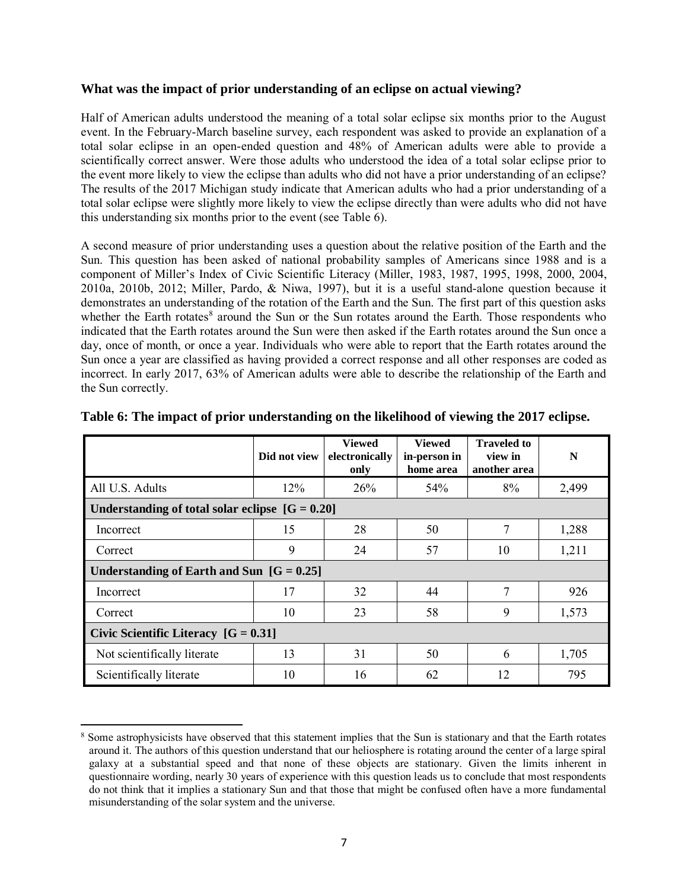### What was the impact of prior understanding of an eclipse on actual viewing?

Half of American adults understood the meaning of a total solar eclipse six months prior to the August event. In the February-March baseline survey, each respondent was asked to provide an explanation of a total solar eclipse in an open-ended question and 48% of American adults were able to provide a scientifically correct answer. Were those adults who understood the idea of a total solar eclipse prior to the event more likely to view the eclipse than adults who did not have a prior understanding of an eclipse? The results of the 2017 Michigan study indicate that American adults who had a prior understanding of a total solar eclipse were slightly more likely to view the eclipse directly than were adults who did not have this understanding six months prior to the event (see Table 6).

A second measure of prior understanding uses a question about the relative position of the Earth and the Sun. This question has been asked of national probability samples of Americans since 1988 and is a component of Miller's Index of Civic Scientific Literacy (Miller, 1983, 1987, 1995, 1998, 2000, 2004, 2010a, 2010b, 2012; Miller, Pardo, & Niwa, 1997), but it is a useful stand-alone question because it demonstrates an understanding of the rotation of the Earth and the Sun. The first part of this question asks whether the Earth rotates[8] around the Sun or the Sun rotates around the Earth. Those respondents who indicated that the Earth rotates around the Sun were then asked if the Earth rotates around the Sun once a day, once of month, or once a year. Individuals who were able to report that the Earth rotates around the Sun once a year are classified as having provided a correct response and all other responses are coded as incorrect. In early 2017, 63% of American adults were able to describe the relationship of the Earth and the Sun correctly.

**Table 6: The impact of prior understanding on the likelihood of viewing the 2017 eclipse.**

| | Did not view | Viewed electronically only | Viewed in-person in home area | Traveled to view in another area | N |
|---|---|---|---|---|---|
| All U.S. Adults | 12% | 26% | 54% | 8% | 2,499 |
| **Understanding of total solar eclipse [G = 0.20]** | | | | | |
| Incorrect | 15 | 28 | 50 | 7 | 1,288 |
| Correct | 9 | 24 | 57 | 10 | 1,211 |
| **Understanding of Earth and Sun [G = 0.25]** | | | | | |
| Incorrect | 17 | 32 | 44 | 7 | 926 |
| Correct | 10 | 23 | 58 | 9 | 1,573 |
| **Civic Scientific Literacy [G = 0.31]** | | | | | |
| Not scientifically literate | 13 | 31 | 50 | 6 | 1,705 |
| Scientifically literate | 10 | 16 | 62 | 12 | 795 |

[8] Some astrophysicists have observed that this statement implies that the Sun is stationary and that the Earth rotates around it. The authors of this question understand that our heliosphere is rotating around the center of a large spiral galaxy at a substantial speed and that none of these objects are stationary. Given the limits inherent in questionnaire wording, nearly 30 years of experience with this question leads us to conclude that most respondents do not think that it implies a stationary Sun and that those that might be confused often have a more fundamental misunderstanding of the solar system and the universe.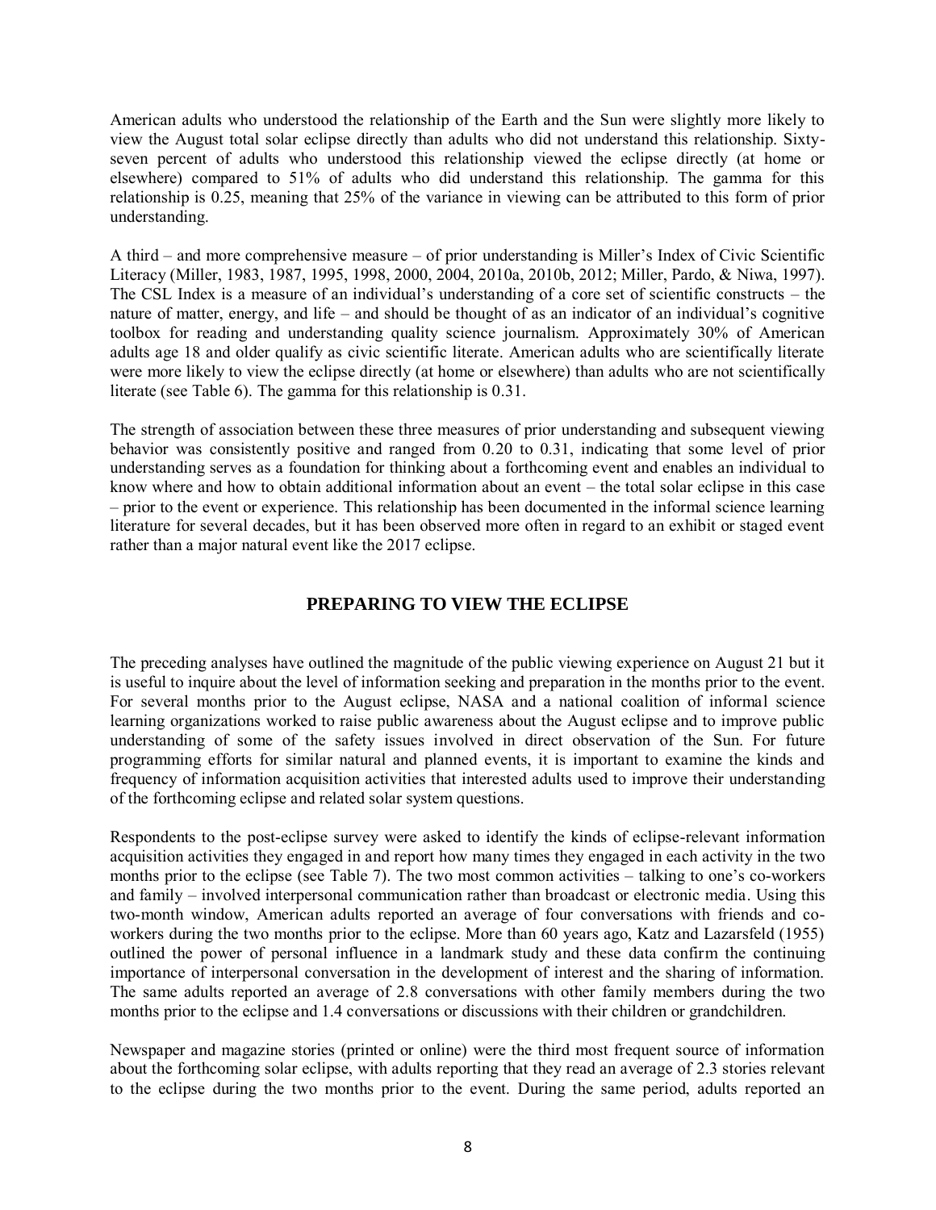American adults who understood the relationship of the Earth and the Sun were slightly more likely to view the August total solar eclipse directly than adults who did not understand this relationship. Sixty-seven percent of adults who understood this relationship viewed the eclipse directly (at home or elsewhere) compared to 51% of adults who did understand this relationship. The gamma for this relationship is 0.25, meaning that 25% of the variance in viewing can be attributed to this form of prior understanding.

A third – and more comprehensive measure – of prior understanding is Miller's Index of Civic Scientific Literacy (Miller, 1983, 1987, 1995, 1998, 2000, 2004, 2010a, 2010b, 2012; Miller, Pardo, & Niwa, 1997). The CSL Index is a measure of an individual's understanding of a core set of scientific constructs – the nature of matter, energy, and life – and should be thought of as an indicator of an individual's cognitive toolbox for reading and understanding quality science journalism. Approximately 30% of American adults age 18 and older qualify as civic scientific literate. American adults who are scientifically literate were more likely to view the eclipse directly (at home or elsewhere) than adults who are not scientifically literate (see Table 6). The gamma for this relationship is 0.31.

The strength of association between these three measures of prior understanding and subsequent viewing behavior was consistently positive and ranged from 0.20 to 0.31, indicating that some level of prior understanding serves as a foundation for thinking about a forthcoming event and enables an individual to know where and how to obtain additional information about an event – the total solar eclipse in this case – prior to the event or experience. This relationship has been documented in the informal science learning literature for several decades, but it has been observed more often in regard to an exhibit or staged event rather than a major natural event like the 2017 eclipse.

## PREPARING TO VIEW THE ECLIPSE

The preceding analyses have outlined the magnitude of the public viewing experience on August 21 but it is useful to inquire about the level of information seeking and preparation in the months prior to the event. For several months prior to the August eclipse, NASA and a national coalition of informal science learning organizations worked to raise public awareness about the August eclipse and to improve public understanding of some of the safety issues involved in direct observation of the Sun. For future programming efforts for similar natural and planned events, it is important to examine the kinds and frequency of information acquisition activities that interested adults used to improve their understanding of the forthcoming eclipse and related solar system questions.

Respondents to the post-eclipse survey were asked to identify the kinds of eclipse-relevant information acquisition activities they engaged in and report how many times they engaged in each activity in the two months prior to the eclipse (see Table 7). The two most common activities – talking to one's co-workers and family – involved interpersonal communication rather than broadcast or electronic media. Using this two-month window, American adults reported an average of four conversations with friends and co-workers during the two months prior to the eclipse. More than 60 years ago, Katz and Lazarsfeld (1955) outlined the power of personal influence in a landmark study and these data confirm the continuing importance of interpersonal conversation in the development of interest and the sharing of information. The same adults reported an average of 2.8 conversations with other family members during the two months prior to the eclipse and 1.4 conversations or discussions with their children or grandchildren.

Newspaper and magazine stories (printed or online) were the third most frequent source of information about the forthcoming solar eclipse, with adults reporting that they read an average of 2.3 stories relevant to the eclipse during the two months prior to the event. During the same period, adults reported an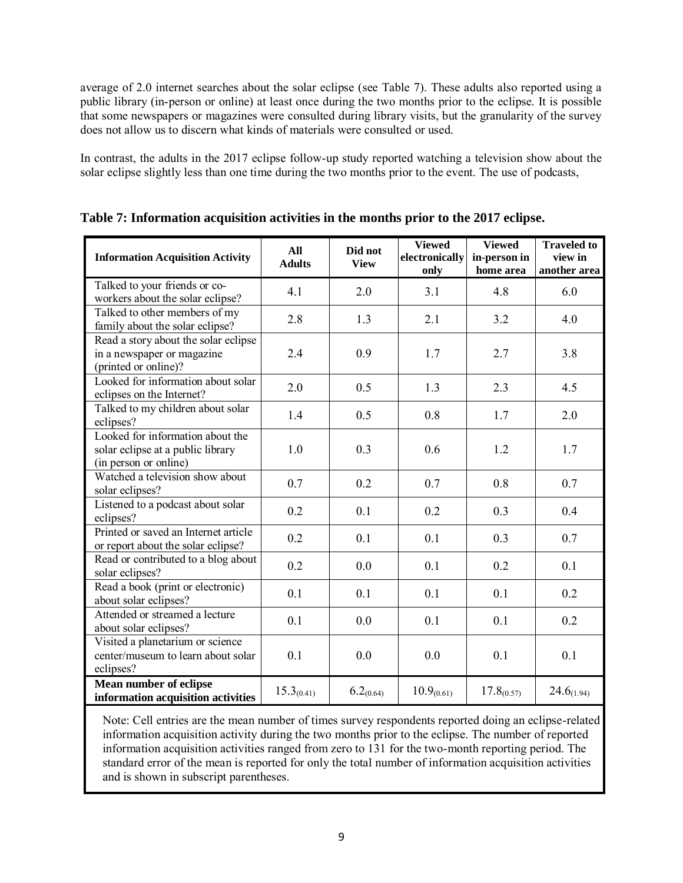average of 2.0 internet searches about the solar eclipse (see Table 7). These adults also reported using a public library (in-person or online) at least once during the two months prior to the eclipse. It is possible that some newspapers or magazines were consulted during library visits, but the granularity of the survey does not allow us to discern what kinds of materials were consulted or used.

In contrast, the adults in the 2017 eclipse follow-up study reported watching a television show about the solar eclipse slightly less than one time during the two months prior to the event. The use of podcasts,

**Table 7: Information acquisition activities in the months prior to the 2017 eclipse.**

| Information Acquisition Activity | All Adults | Did not View | Viewed electronically only | Viewed in-person in home area | Traveled to view in another area |
|---|---|---|---|---|---|
| Talked to your friends or co-workers about the solar eclipse? | 4.1 | 2.0 | 3.1 | 4.8 | 6.0 |
| Talked to other members of my family about the solar eclipse? | 2.8 | 1.3 | 2.1 | 3.2 | 4.0 |
| Read a story about the solar eclipse in a newspaper or magazine (printed or online)? | 2.4 | 0.9 | 1.7 | 2.7 | 3.8 |
| Looked for information about solar eclipses on the Internet? | 2.0 | 0.5 | 1.3 | 2.3 | 4.5 |
| Talked to my children about solar eclipses? | 1.4 | 0.5 | 0.8 | 1.7 | 2.0 |
| Looked for information about the solar eclipse at a public library (in person or online) | 1.0 | 0.3 | 0.6 | 1.2 | 1.7 |
| Watched a television show about solar eclipses? | 0.7 | 0.2 | 0.7 | 0.8 | 0.7 |
| Listened to a podcast about solar eclipses? | 0.2 | 0.1 | 0.2 | 0.3 | 0.4 |
| Printed or saved an Internet article or report about the solar eclipse? | 0.2 | 0.1 | 0.1 | 0.3 | 0.7 |
| Read or contributed to a blog about solar eclipses? | 0.2 | 0.0 | 0.1 | 0.2 | 0.1 |
| Read a book (print or electronic) about solar eclipses? | 0.1 | 0.1 | 0.1 | 0.1 | 0.2 |
| Attended or streamed a lecture about solar eclipses? | 0.1 | 0.0 | 0.1 | 0.1 | 0.2 |
| Visited a planetarium or science center/museum to learn about solar eclipses? | 0.1 | 0.0 | 0.0 | 0.1 | 0.1 |
| **Mean number of eclipse information acquisition activities** | $15.3_{(0.41)}$ | $6.2_{(0.64)}$ | $10.9_{(0.61)}$ | $17.8_{(0.57)}$ | $24.6_{(1.94)}$ |

Note: Cell entries are the mean number of times survey respondents reported doing an eclipse-related information acquisition activity during the two months prior to the eclipse. The number of reported information acquisition activities ranged from zero to 131 for the two-month reporting period. The standard error of the mean is reported for only the total number of information acquisition activities and is shown in subscript parentheses.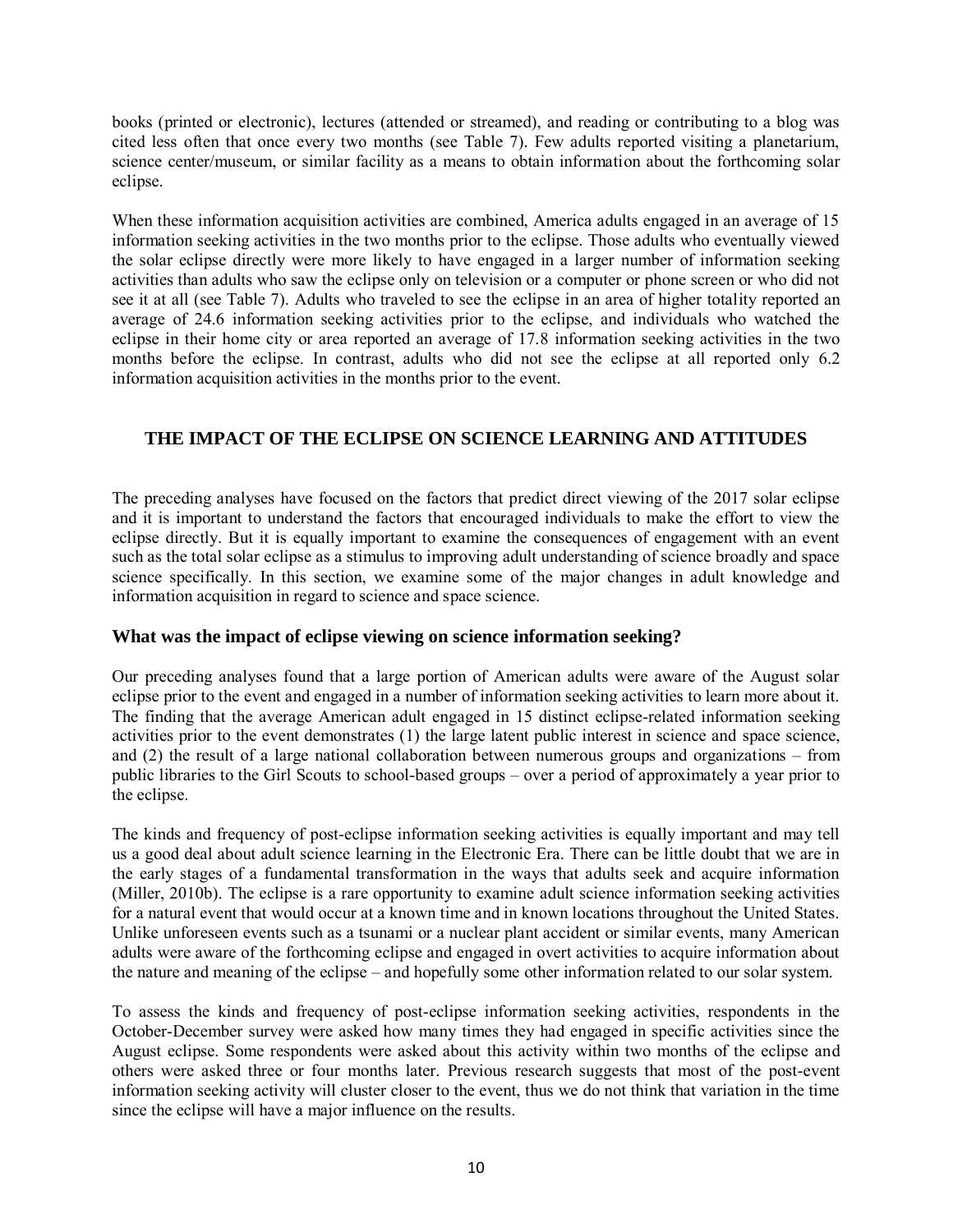books (printed or electronic), lectures (attended or streamed), and reading or contributing to a blog was cited less often that once every two months (see Table 7). Few adults reported visiting a planetarium, science center/museum, or similar facility as a means to obtain information about the forthcoming solar eclipse.

When these information acquisition activities are combined, America adults engaged in an average of 15 information seeking activities in the two months prior to the eclipse. Those adults who eventually viewed the solar eclipse directly were more likely to have engaged in a larger number of information seeking activities than adults who saw the eclipse only on television or a computer or phone screen or who did not see it at all (see Table 7). Adults who traveled to see the eclipse in an area of higher totality reported an average of 24.6 information seeking activities prior to the eclipse, and individuals who watched the eclipse in their home city or area reported an average of 17.8 information seeking activities in the two months before the eclipse. In contrast, adults who did not see the eclipse at all reported only 6.2 information acquisition activities in the months prior to the event.

## THE IMPACT OF THE ECLIPSE ON SCIENCE LEARNING AND ATTITUDES

The preceding analyses have focused on the factors that predict direct viewing of the 2017 solar eclipse and it is important to understand the factors that encouraged individuals to make the effort to view the eclipse directly. But it is equally important to examine the consequences of engagement with an event such as the total solar eclipse as a stimulus to improving adult understanding of science broadly and space science specifically. In this section, we examine some of the major changes in adult knowledge and information acquisition in regard to science and space science.

### What was the impact of eclipse viewing on science information seeking?

Our preceding analyses found that a large portion of American adults were aware of the August solar eclipse prior to the event and engaged in a number of information seeking activities to learn more about it. The finding that the average American adult engaged in 15 distinct eclipse-related information seeking activities prior to the event demonstrates (1) the large latent public interest in science and space science, and (2) the result of a large national collaboration between numerous groups and organizations – from public libraries to the Girl Scouts to school-based groups – over a period of approximately a year prior to the eclipse.

The kinds and frequency of post-eclipse information seeking activities is equally important and may tell us a good deal about adult science learning in the Electronic Era. There can be little doubt that we are in the early stages of a fundamental transformation in the ways that adults seek and acquire information (Miller, 2010b). The eclipse is a rare opportunity to examine adult science information seeking activities for a natural event that would occur at a known time and in known locations throughout the United States. Unlike unforeseen events such as a tsunami or a nuclear plant accident or similar events, many American adults were aware of the forthcoming eclipse and engaged in overt activities to acquire information about the nature and meaning of the eclipse – and hopefully some other information related to our solar system.

To assess the kinds and frequency of post-eclipse information seeking activities, respondents in the October-December survey were asked how many times they had engaged in specific activities since the August eclipse. Some respondents were asked about this activity within two months of the eclipse and others were asked three or four months later. Previous research suggests that most of the post-event information seeking activity will cluster closer to the event, thus we do not think that variation in the time since the eclipse will have a major influence on the results.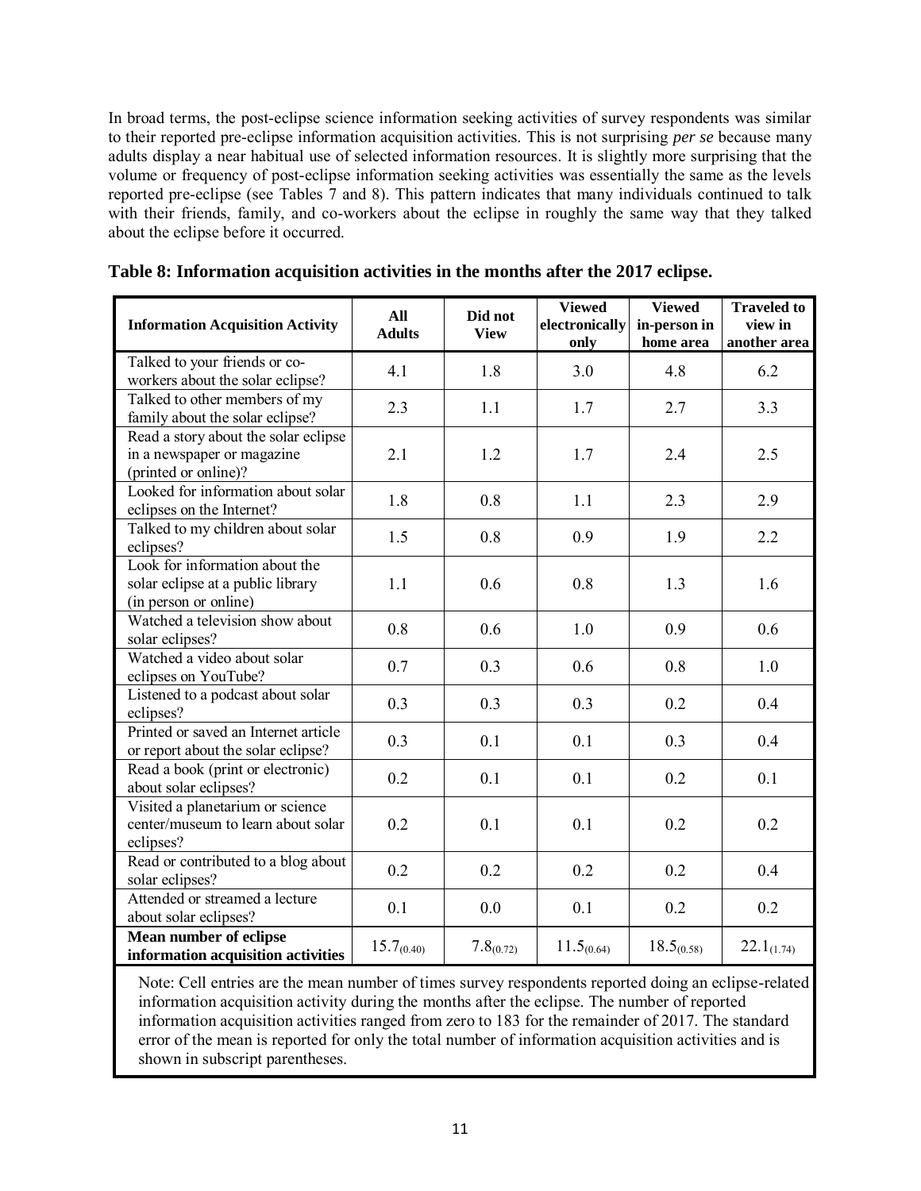In broad terms, the post-eclipse science information seeking activities of survey respondents was similar to their reported pre-eclipse information acquisition activities. This is not surprising *per se* because many adults display a near habitual use of selected information resources. It is slightly more surprising that the volume or frequency of post-eclipse information seeking activities was essentially the same as the levels reported pre-eclipse (see Tables 7 and 8). This pattern indicates that many individuals continued to talk with their friends, family, and co-workers about the eclipse in roughly the same way that they talked about the eclipse before it occurred.

**Table 8: Information acquisition activities in the months after the 2017 eclipse.**

| Information Acquisition Activity | All Adults | Did not View | Viewed electronically only | Viewed in-person in home area | Traveled to view in another area |
|---|---|---|---|---|---|
| Talked to your friends or co-workers about the solar eclipse? | 4.1 | 1.8 | 3.0 | 4.8 | 6.2 |
| Talked to other members of my family about the solar eclipse? | 2.3 | 1.1 | 1.7 | 2.7 | 3.3 |
| Read a story about the solar eclipse in a newspaper or magazine (printed or online)? | 2.1 | 1.2 | 1.7 | 2.4 | 2.5 |
| Looked for information about solar eclipses on the Internet? | 1.8 | 0.8 | 1.1 | 2.3 | 2.9 |
| Talked to my children about solar eclipses? | 1.5 | 0.8 | 0.9 | 1.9 | 2.2 |
| Look for information about the solar eclipse at a public library (in person or online) | 1.1 | 0.6 | 0.8 | 1.3 | 1.6 |
| Watched a television show about solar eclipses? | 0.8 | 0.6 | 1.0 | 0.9 | 0.6 |
| Watched a video about solar eclipses on YouTube? | 0.7 | 0.3 | 0.6 | 0.8 | 1.0 |
| Listened to a podcast about solar eclipses? | 0.3 | 0.3 | 0.3 | 0.2 | 0.4 |
| Printed or saved an Internet article or report about the solar eclipse? | 0.3 | 0.1 | 0.1 | 0.3 | 0.4 |
| Read a book (print or electronic) about solar eclipses? | 0.2 | 0.1 | 0.1 | 0.2 | 0.1 |
| Visited a planetarium or science center/museum to learn about solar eclipses? | 0.2 | 0.1 | 0.1 | 0.2 | 0.2 |
| Read or contributed to a blog about solar eclipses? | 0.2 | 0.2 | 0.2 | 0.2 | 0.4 |
| Attended or streamed a lecture about solar eclipses? | 0.1 | 0.0 | 0.1 | 0.2 | 0.2 |
| **Mean number of eclipse information acquisition activities** | $15.7_{(0.40)}$ | $7.8_{(0.72)}$ | $11.5_{(0.64)}$ | $18.5_{(0.58)}$ | $22.1_{(1.74)}$ |

Note: Cell entries are the mean number of times survey respondents reported doing an eclipse-related information acquisition activity during the months after the eclipse. The number of reported information acquisition activities ranged from zero to 183 for the remainder of 2017. The standard error of the mean is reported for only the total number of information acquisition activities and is shown in subscript parentheses.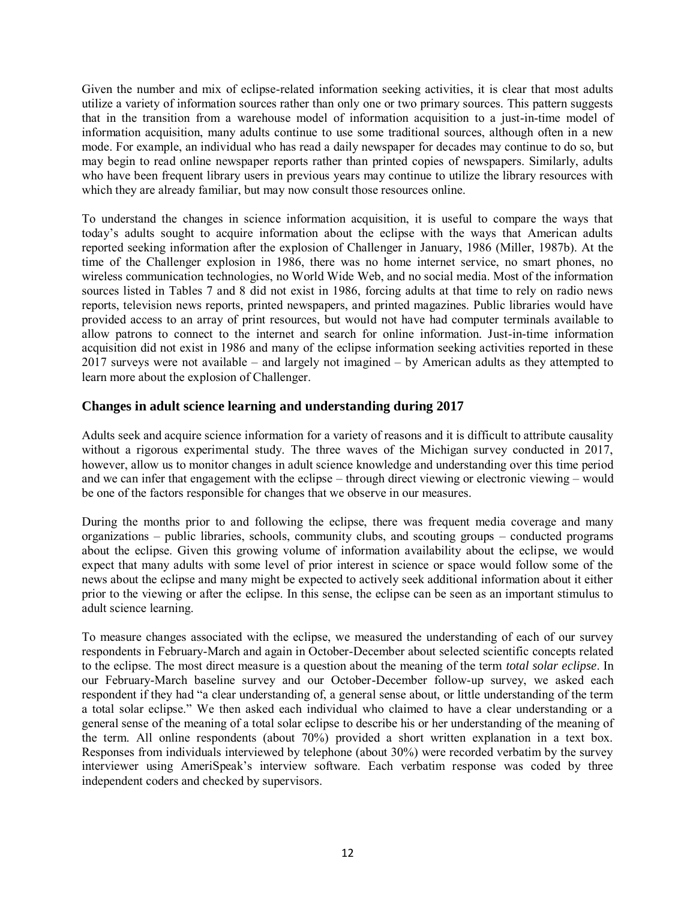Given the number and mix of eclipse-related information seeking activities, it is clear that most adults utilize a variety of information sources rather than only one or two primary sources. This pattern suggests that in the transition from a warehouse model of information acquisition to a just-in-time model of information acquisition, many adults continue to use some traditional sources, although often in a new mode. For example, an individual who has read a daily newspaper for decades may continue to do so, but may begin to read online newspaper reports rather than printed copies of newspapers. Similarly, adults who have been frequent library users in previous years may continue to utilize the library resources with which they are already familiar, but may now consult those resources online.

To understand the changes in science information acquisition, it is useful to compare the ways that today's adults sought to acquire information about the eclipse with the ways that American adults reported seeking information after the explosion of Challenger in January, 1986 (Miller, 1987b). At the time of the Challenger explosion in 1986, there was no home internet service, no smart phones, no wireless communication technologies, no World Wide Web, and no social media. Most of the information sources listed in Tables 7 and 8 did not exist in 1986, forcing adults at that time to rely on radio news reports, television news reports, printed newspapers, and printed magazines. Public libraries would have provided access to an array of print resources, but would not have had computer terminals available to allow patrons to connect to the internet and search for online information. Just-in-time information acquisition did not exist in 1986 and many of the eclipse information seeking activities reported in these 2017 surveys were not available – and largely not imagined – by American adults as they attempted to learn more about the explosion of Challenger.

## Changes in adult science learning and understanding during 2017

Adults seek and acquire science information for a variety of reasons and it is difficult to attribute causality without a rigorous experimental study. The three waves of the Michigan survey conducted in 2017, however, allow us to monitor changes in adult science knowledge and understanding over this time period and we can infer that engagement with the eclipse – through direct viewing or electronic viewing – would be one of the factors responsible for changes that we observe in our measures.

During the months prior to and following the eclipse, there was frequent media coverage and many organizations – public libraries, schools, community clubs, and scouting groups – conducted programs about the eclipse. Given this growing volume of information availability about the eclipse, we would expect that many adults with some level of prior interest in science or space would follow some of the news about the eclipse and many might be expected to actively seek additional information about it either prior to the viewing or after the eclipse. In this sense, the eclipse can be seen as an important stimulus to adult science learning.

To measure changes associated with the eclipse, we measured the understanding of each of our survey respondents in February-March and again in October-December about selected scientific concepts related to the eclipse. The most direct measure is a question about the meaning of the term *total solar eclipse*. In our February-March baseline survey and our October-December follow-up survey, we asked each respondent if they had "a clear understanding of, a general sense about, or little understanding of the term a total solar eclipse." We then asked each individual who claimed to have a clear understanding or a general sense of the meaning of a total solar eclipse to describe his or her understanding of the meaning of the term. All online respondents (about 70%) provided a short written explanation in a text box. Responses from individuals interviewed by telephone (about 30%) were recorded verbatim by the survey interviewer using AmeriSpeak's interview software. Each verbatim response was coded by three independent coders and checked by supervisors.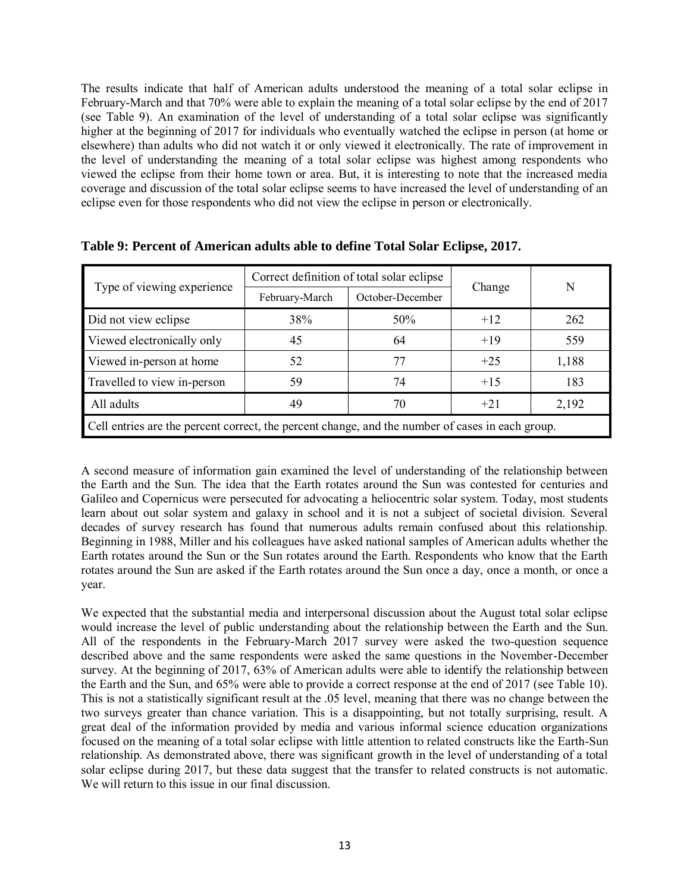The results indicate that half of American adults understood the meaning of a total solar eclipse in February-March and that 70% were able to explain the meaning of a total solar eclipse by the end of 2017 (see Table 9). An examination of the level of understanding of a total solar eclipse was significantly higher at the beginning of 2017 for individuals who eventually watched the eclipse in person (at home or elsewhere) than adults who did not watch it or only viewed it electronically. The rate of improvement in the level of understanding the meaning of a total solar eclipse was highest among respondents who viewed the eclipse from their home town or area. But, it is interesting to note that the increased media coverage and discussion of the total solar eclipse seems to have increased the level of understanding of an eclipse even for those respondents who did not view the eclipse in person or electronically.

**Table 9: Percent of American adults able to define Total Solar Eclipse, 2017.**

| Type of viewing experience | Correct definition of total solar eclipse | | Change | N |
|---|---|---|---|---|
| | February-March | October-December | | |
| Did not view eclipse | 38% | 50% | +12 | 262 |
| Viewed electronically only | 45 | 64 | +19 | 559 |
| Viewed in-person at home | 52 | 77 | +25 | 1,188 |
| Travelled to view in-person | 59 | 74 | +15 | 183 |
| All adults | 49 | 70 | +21 | 2,192 |

Cell entries are the percent correct, the percent change, and the number of cases in each group.

A second measure of information gain examined the level of understanding of the relationship between the Earth and the Sun. The idea that the Earth rotates around the Sun was contested for centuries and Galileo and Copernicus were persecuted for advocating a heliocentric solar system. Today, most students learn about out solar system and galaxy in school and it is not a subject of societal division. Several decades of survey research has found that numerous adults remain confused about this relationship. Beginning in 1988, Miller and his colleagues have asked national samples of American adults whether the Earth rotates around the Sun or the Sun rotates around the Earth. Respondents who know that the Earth rotates around the Sun are asked if the Earth rotates around the Sun once a day, once a month, or once a year.

We expected that the substantial media and interpersonal discussion about the August total solar eclipse would increase the level of public understanding about the relationship between the Earth and the Sun. All of the respondents in the February-March 2017 survey were asked the two-question sequence described above and the same respondents were asked the same questions in the November-December survey. At the beginning of 2017, 63% of American adults were able to identify the relationship between the Earth and the Sun, and 65% were able to provide a correct response at the end of 2017 (see Table 10). This is not a statistically significant result at the .05 level, meaning that there was no change between the two surveys greater than chance variation. This is a disappointing, but not totally surprising, result. A great deal of the information provided by media and various informal science education organizations focused on the meaning of a total solar eclipse with little attention to related constructs like the Earth-Sun relationship. As demonstrated above, there was significant growth in the level of understanding of a total solar eclipse during 2017, but these data suggest that the transfer to related constructs is not automatic. We will return to this issue in our final discussion.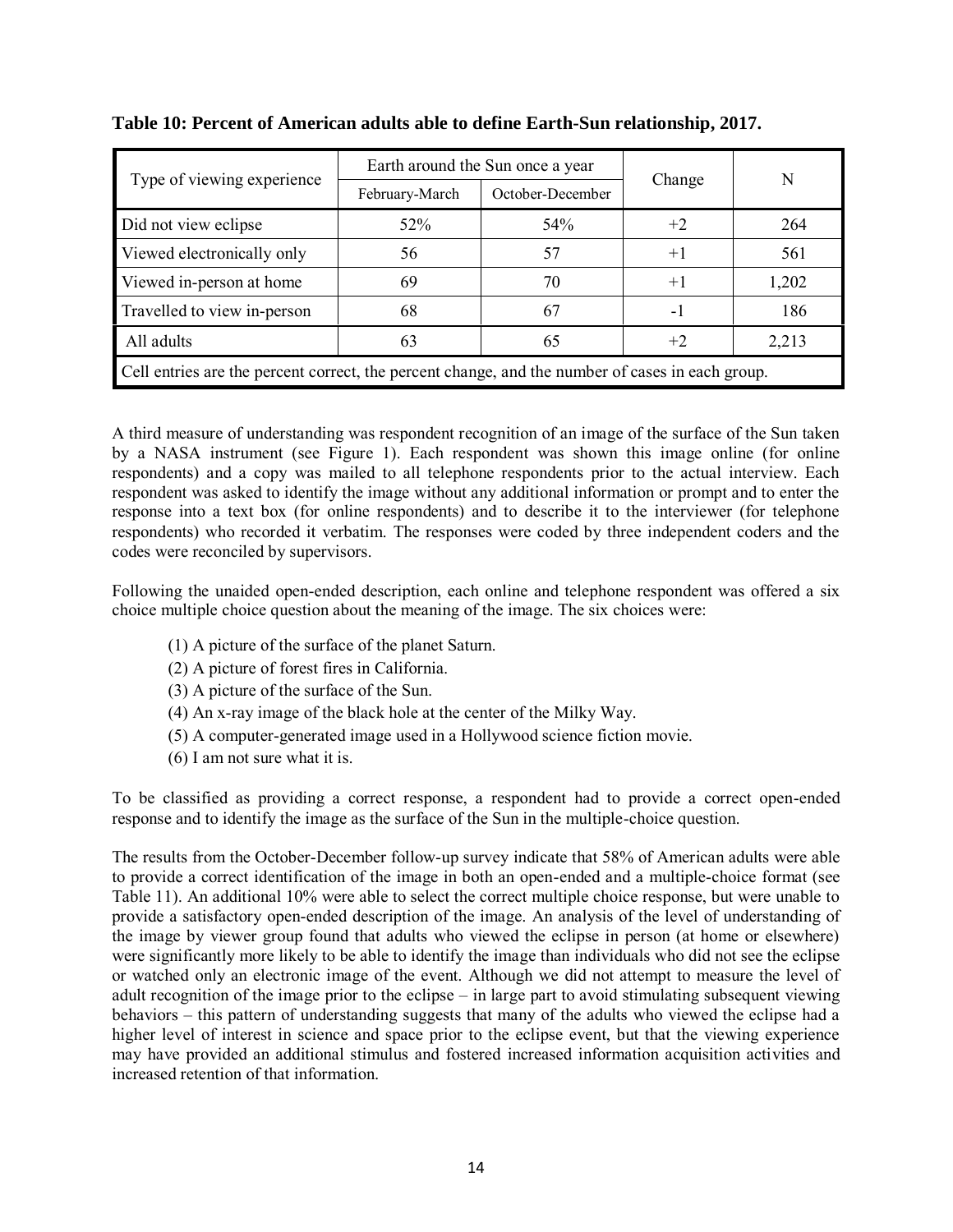**Table 10: Percent of American adults able to define Earth-Sun relationship, 2017.**

| Type of viewing experience | Earth around the Sun once a year | | Change | N |
|---|---|---|---|---|
| | February-March | October-December | | |
| Did not view eclipse | 52% | 54% | +2 | 264 |
| Viewed electronically only | 56 | 57 | +1 | 561 |
| Viewed in-person at home | 69 | 70 | +1 | 1,202 |
| Travelled to view in-person | 68 | 67 | -1 | 186 |
| All adults | 63 | 65 | +2 | 2,213 |
| Cell entries are the percent correct, the percent change, and the number of cases in each group. | | | | |

A third measure of understanding was respondent recognition of an image of the surface of the Sun taken by a NASA instrument (see Figure 1). Each respondent was shown this image online (for online respondents) and a copy was mailed to all telephone respondents prior to the actual interview. Each respondent was asked to identify the image without any additional information or prompt and to enter the response into a text box (for online respondents) and to describe it to the interviewer (for telephone respondents) who recorded it verbatim. The responses were coded by three independent coders and the codes were reconciled by supervisors.

Following the unaided open-ended description, each online and telephone respondent was offered a six choice multiple choice question about the meaning of the image. The six choices were:

(1) A picture of the surface of the planet Saturn.
(2) A picture of forest fires in California.
(3) A picture of the surface of the Sun.
(4) An x-ray image of the black hole at the center of the Milky Way.
(5) A computer-generated image used in a Hollywood science fiction movie.
(6) I am not sure what it is.

To be classified as providing a correct response, a respondent had to provide a correct open-ended response and to identify the image as the surface of the Sun in the multiple-choice question.

The results from the October-December follow-up survey indicate that 58% of American adults were able to provide a correct identification of the image in both an open-ended and a multiple-choice format (see Table 11). An additional 10% were able to select the correct multiple choice response, but were unable to provide a satisfactory open-ended description of the image. An analysis of the level of understanding of the image by viewer group found that adults who viewed the eclipse in person (at home or elsewhere) were significantly more likely to be able to identify the image than individuals who did not see the eclipse or watched only an electronic image of the event. Although we did not attempt to measure the level of adult recognition of the image prior to the eclipse – in large part to avoid stimulating subsequent viewing behaviors – this pattern of understanding suggests that many of the adults who viewed the eclipse had a higher level of interest in science and space prior to the eclipse event, but that the viewing experience may have provided an additional stimulus and fostered increased information acquisition activities and increased retention of that information.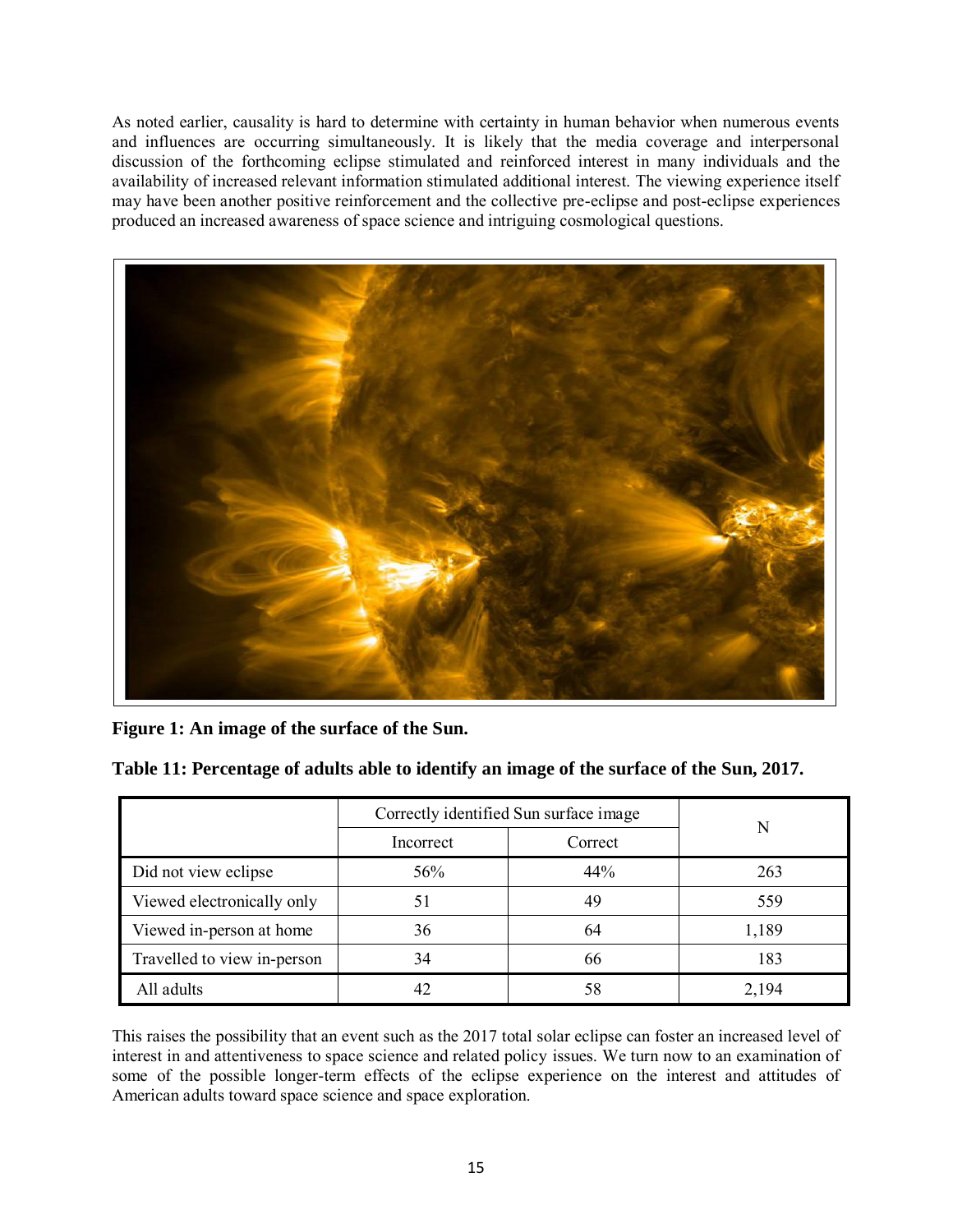As noted earlier, causality is hard to determine with certainty in human behavior when numerous events and influences are occurring simultaneously. It is likely that the media coverage and interpersonal discussion of the forthcoming eclipse stimulated and reinforced interest in many individuals and the availability of increased relevant information stimulated additional interest. The viewing experience itself may have been another positive reinforcement and the collective pre-eclipse and post-eclipse experiences produced an increased awareness of space science and intriguing cosmological questions.

**Figure 1: An image of the surface of the Sun.**

**Table 11: Percentage of adults able to identify an image of the surface of the Sun, 2017.**

| | Correctly identified Sun surface image | | N |
|---|---|---|---|
| | Incorrect | Correct | |
| Did not view eclipse | 56% | 44% | 263 |
| Viewed electronically only | 51 | 49 | 559 |
| Viewed in-person at home | 36 | 64 | 1,189 |
| Travelled to view in-person | 34 | 66 | 183 |
| All adults | 42 | 58 | 2,194 |

This raises the possibility that an event such as the 2017 total solar eclipse can foster an increased level of interest in and attentiveness to space science and related policy issues. We turn now to an examination of some of the possible longer-term effects of the eclipse experience on the interest and attitudes of American adults toward space science and space exploration.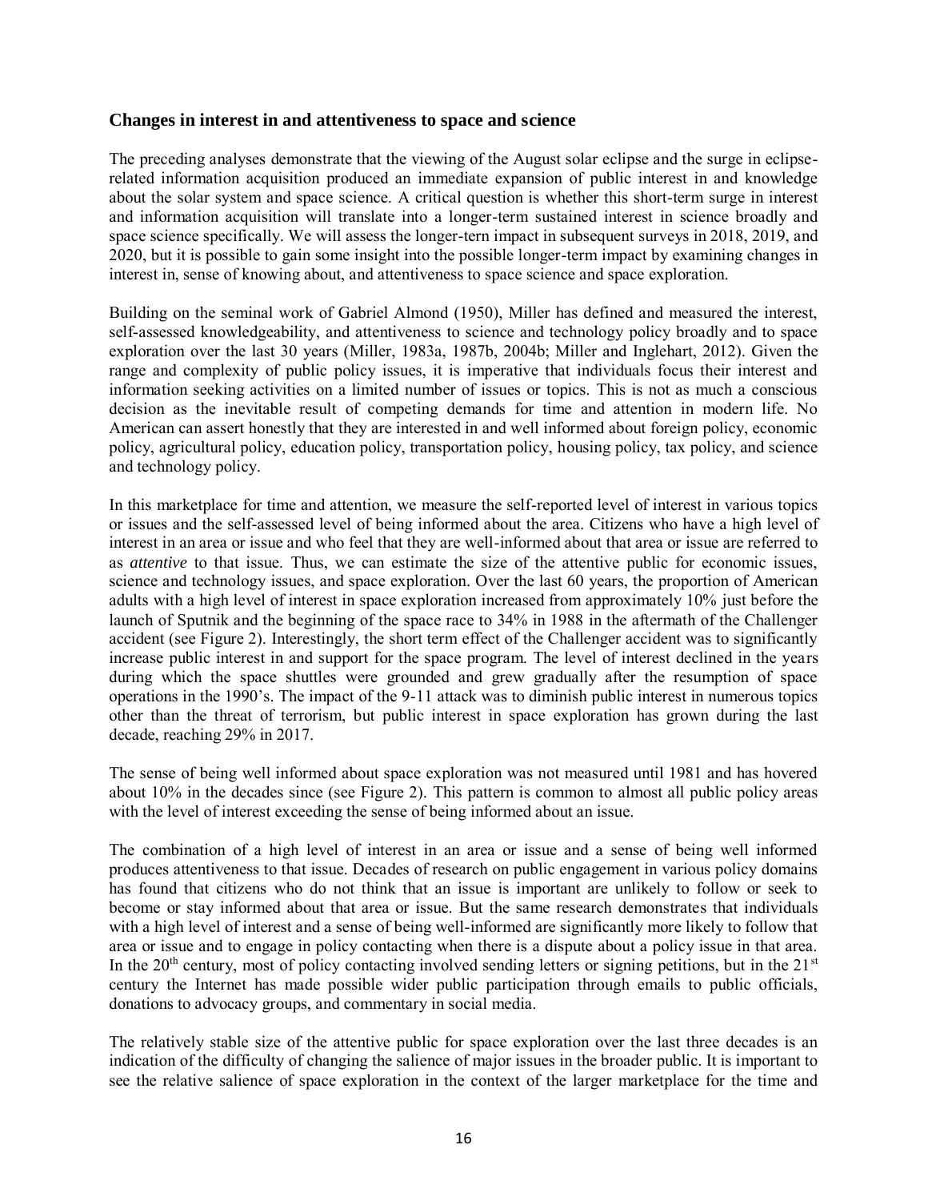### Changes in interest in and attentiveness to space and science

The preceding analyses demonstrate that the viewing of the August solar eclipse and the surge in eclipse-related information acquisition produced an immediate expansion of public interest in and knowledge about the solar system and space science. A critical question is whether this short-term surge in interest and information acquisition will translate into a longer-term sustained interest in science broadly and space science specifically. We will assess the longer-tern impact in subsequent surveys in 2018, 2019, and 2020, but it is possible to gain some insight into the possible longer-term impact by examining changes in interest in, sense of knowing about, and attentiveness to space science and space exploration.

Building on the seminal work of Gabriel Almond (1950), Miller has defined and measured the interest, self-assessed knowledgeability, and attentiveness to science and technology policy broadly and to space exploration over the last 30 years (Miller, 1983a, 1987b, 2004b; Miller and Inglehart, 2012). Given the range and complexity of public policy issues, it is imperative that individuals focus their interest and information seeking activities on a limited number of issues or topics. This is not as much a conscious decision as the inevitable result of competing demands for time and attention in modern life. No American can assert honestly that they are interested in and well informed about foreign policy, economic policy, agricultural policy, education policy, transportation policy, housing policy, tax policy, and science and technology policy.

In this marketplace for time and attention, we measure the self-reported level of interest in various topics or issues and the self-assessed level of being informed about the area. Citizens who have a high level of interest in an area or issue and who feel that they are well-informed about that area or issue are referred to as *attentive* to that issue. Thus, we can estimate the size of the attentive public for economic issues, science and technology issues, and space exploration. Over the last 60 years, the proportion of American adults with a high level of interest in space exploration increased from approximately 10% just before the launch of Sputnik and the beginning of the space race to 34% in 1988 in the aftermath of the Challenger accident (see Figure 2). Interestingly, the short term effect of the Challenger accident was to significantly increase public interest in and support for the space program. The level of interest declined in the years during which the space shuttles were grounded and grew gradually after the resumption of space operations in the 1990's. The impact of the 9-11 attack was to diminish public interest in numerous topics other than the threat of terrorism, but public interest in space exploration has grown during the last decade, reaching 29% in 2017.

The sense of being well informed about space exploration was not measured until 1981 and has hovered about 10% in the decades since (see Figure 2). This pattern is common to almost all public policy areas with the level of interest exceeding the sense of being informed about an issue.

The combination of a high level of interest in an area or issue and a sense of being well informed produces attentiveness to that issue. Decades of research on public engagement in various policy domains has found that citizens who do not think that an issue is important are unlikely to follow or seek to become or stay informed about that area or issue. But the same research demonstrates that individuals with a high level of interest and a sense of being well-informed are significantly more likely to follow that area or issue and to engage in policy contacting when there is a dispute about a policy issue in that area. In the 20th century, most of policy contacting involved sending letters or signing petitions, but in the 21st century the Internet has made possible wider public participation through emails to public officials, donations to advocacy groups, and commentary in social media.

The relatively stable size of the attentive public for space exploration over the last three decades is an indication of the difficulty of changing the salience of major issues in the broader public. It is important to see the relative salience of space exploration in the context of the larger marketplace for the time and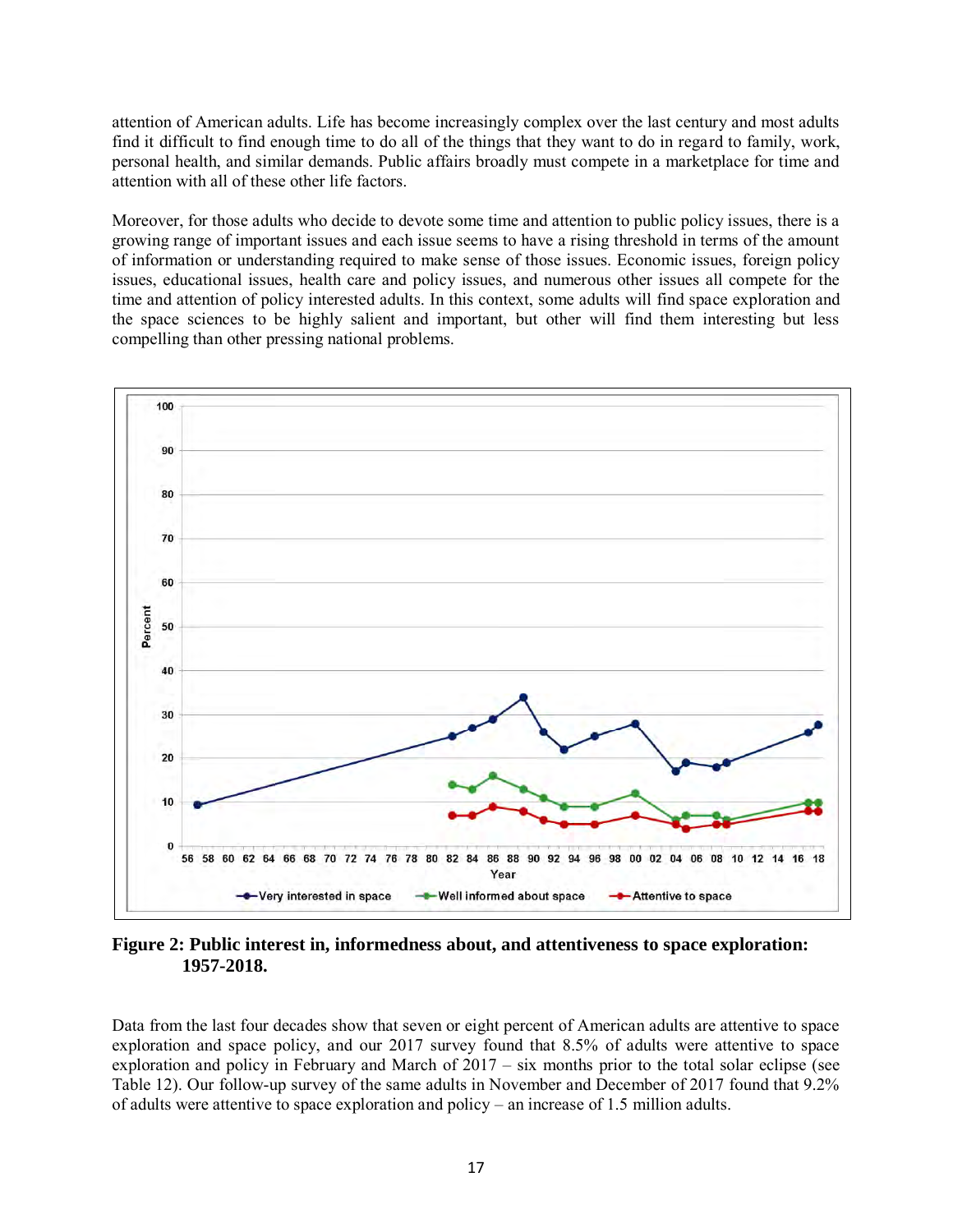attention of American adults. Life has become increasingly complex over the last century and most adults find it difficult to find enough time to do all of the things that they want to do in regard to family, work, personal health, and similar demands. Public affairs broadly must compete in a marketplace for time and attention with all of these other life factors.

Moreover, for those adults who decide to devote some time and attention to public policy issues, there is a growing range of important issues and each issue seems to have a rising threshold in terms of the amount of information or understanding required to make sense of those issues. Economic issues, foreign policy issues, educational issues, health care and policy issues, and numerous other issues all compete for the time and attention of policy interested adults. In this context, some adults will find space exploration and the space sciences to be highly salient and important, but other will find them interesting but less compelling than other pressing national problems.

**Figure 2: Public interest in, informedness about, and attentiveness to space exploration: 1957-2018.**

Data from the last four decades show that seven or eight percent of American adults are attentive to space exploration and space policy, and our 2017 survey found that 8.5% of adults were attentive to space exploration and policy in February and March of 2017 – six months prior to the total solar eclipse (see Table 12). Our follow-up survey of the same adults in November and December of 2017 found that 9.2% of adults were attentive to space exploration and policy – an increase of 1.5 million adults.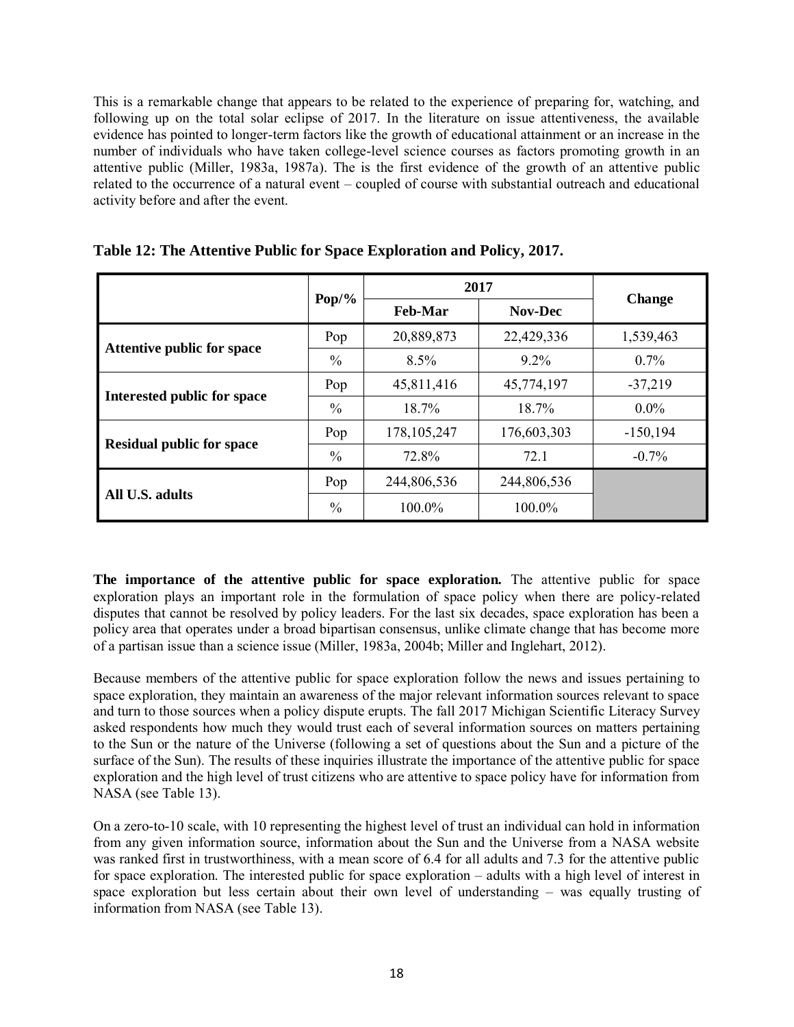This is a remarkable change that appears to be related to the experience of preparing for, watching, and following up on the total solar eclipse of 2017. In the literature on issue attentiveness, the available evidence has pointed to longer-term factors like the growth of educational attainment or an increase in the number of individuals who have taken college-level science courses as factors promoting growth in an attentive public (Miller, 1983a, 1987a). The is the first evidence of the growth of an attentive public related to the occurrence of a natural event – coupled of course with substantial outreach and educational activity before and after the event.

**Table 12: The Attentive Public for Space Exploration and Policy, 2017.**

| | Pop/% | 2017 | | Change |
|---|---|---|---|---|
| | | Feb-Mar | Nov-Dec | |
| **Attentive public for space** | Pop | 20,889,873 | 22,429,336 | 1,539,463 |
| | % | 8.5% | 9.2% | 0.7% |
| **Interested public for space** | Pop | 45,811,416 | 45,774,197 | -37,219 |
| | % | 18.7% | 18.7% | 0.0% |
| **Residual public for space** | Pop | 178,105,247 | 176,603,303 | -150,194 |
| | % | 72.8% | 72.1 | -0.7% |
| **All U.S. adults** | Pop | 244,806,536 | 244,806,536 | |
| | % | 100.0% | 100.0% | |

**The importance of the attentive public for space exploration.** The attentive public for space exploration plays an important role in the formulation of space policy when there are policy-related disputes that cannot be resolved by policy leaders. For the last six decades, space exploration has been a policy area that operates under a broad bipartisan consensus, unlike climate change that has become more of a partisan issue than a science issue (Miller, 1983a, 2004b; Miller and Inglehart, 2012).

Because members of the attentive public for space exploration follow the news and issues pertaining to space exploration, they maintain an awareness of the major relevant information sources relevant to space and turn to those sources when a policy dispute erupts. The fall 2017 Michigan Scientific Literacy Survey asked respondents how much they would trust each of several information sources on matters pertaining to the Sun or the nature of the Universe (following a set of questions about the Sun and a picture of the surface of the Sun). The results of these inquiries illustrate the importance of the attentive public for space exploration and the high level of trust citizens who are attentive to space policy have for information from NASA (see Table 13).

On a zero-to-10 scale, with 10 representing the highest level of trust an individual can hold in information from any given information source, information about the Sun and the Universe from a NASA website was ranked first in trustworthiness, with a mean score of 6.4 for all adults and 7.3 for the attentive public for space exploration. The interested public for space exploration – adults with a high level of interest in space exploration but less certain about their own level of understanding – was equally trusting of information from NASA (see Table 13).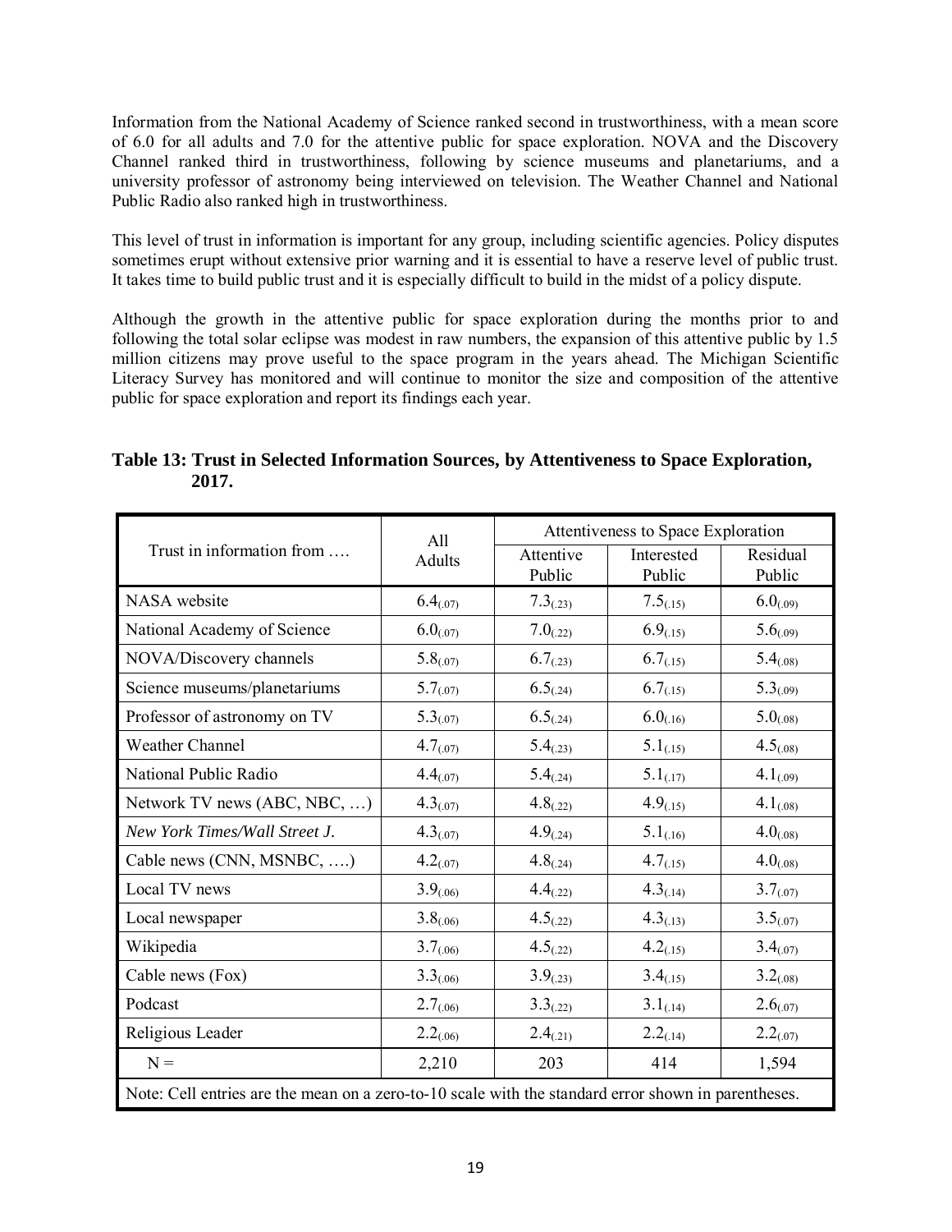Information from the National Academy of Science ranked second in trustworthiness, with a mean score of 6.0 for all adults and 7.0 for the attentive public for space exploration. NOVA and the Discovery Channel ranked third in trustworthiness, following by science museums and planetariums, and a university professor of astronomy being interviewed on television. The Weather Channel and National Public Radio also ranked high in trustworthiness.

This level of trust in information is important for any group, including scientific agencies. Policy disputes sometimes erupt without extensive prior warning and it is essential to have a reserve level of public trust. It takes time to build public trust and it is especially difficult to build in the midst of a policy dispute.

Although the growth in the attentive public for space exploration during the months prior to and following the total solar eclipse was modest in raw numbers, the expansion of this attentive public by 1.5 million citizens may prove useful to the space program in the years ahead. The Michigan Scientific Literacy Survey has monitored and will continue to monitor the size and composition of the attentive public for space exploration and report its findings each year.

**Table 13: Trust in Selected Information Sources, by Attentiveness to Space Exploration, 2017.**

| Trust in information from …. | All Adults | Attentiveness to Space Exploration | | |
|---|---|---|---|---|
| | | Attentive Public | Interested Public | Residual Public |
| NASA website | $6.4_{(.07)}$ | $7.3_{(.23)}$ | $7.5_{(.15)}$ | $6.0_{(.09)}$ |
| National Academy of Science | $6.0_{(.07)}$ | $7.0_{(.22)}$ | $6.9_{(.15)}$ | $5.6_{(.09)}$ |
| NOVA/Discovery channels | $5.8_{(.07)}$ | $6.7_{(.23)}$ | $6.7_{(.15)}$ | $5.4_{(.08)}$ |
| Science museums/planetariums | $5.7_{(.07)}$ | $6.5_{(.24)}$ | $6.7_{(.15)}$ | $5.3_{(.09)}$ |
| Professor of astronomy on TV | $5.3_{(.07)}$ | $6.5_{(.24)}$ | $6.0_{(.16)}$ | $5.0_{(.08)}$ |
| Weather Channel | $4.7_{(.07)}$ | $5.4_{(.23)}$ | $5.1_{(.15)}$ | $4.5_{(.08)}$ |
| National Public Radio | $4.4_{(.07)}$ | $5.4_{(.24)}$ | $5.1_{(.17)}$ | $4.1_{(.09)}$ |
| Network TV news (ABC, NBC, …) | $4.3_{(.07)}$ | $4.8_{(.22)}$ | $4.9_{(.15)}$ | $4.1_{(.08)}$ |
| *New York Times/Wall Street J.* | $4.3_{(.07)}$ | $4.9_{(.24)}$ | $5.1_{(.16)}$ | $4.0_{(.08)}$ |
| Cable news (CNN, MSNBC, ….) | $4.2_{(.07)}$ | $4.8_{(.24)}$ | $4.7_{(.15)}$ | $4.0_{(.08)}$ |
| Local TV news | $3.9_{(.06)}$ | $4.4_{(.22)}$ | $4.3_{(.14)}$ | $3.7_{(.07)}$ |
| Local newspaper | $3.8_{(.06)}$ | $4.5_{(.22)}$ | $4.3_{(.13)}$ | $3.5_{(.07)}$ |
| Wikipedia | $3.7_{(.06)}$ | $4.5_{(.22)}$ | $4.2_{(.15)}$ | $3.4_{(.07)}$ |
| Cable news (Fox) | $3.3_{(.06)}$ | $3.9_{(.23)}$ | $3.4_{(.15)}$ | $3.2_{(.08)}$ |
| Podcast | $2.7_{(.06)}$ | $3.3_{(.22)}$ | $3.1_{(.14)}$ | $2.6_{(.07)}$ |
| Religious Leader | $2.2_{(.06)}$ | $2.4_{(.21)}$ | $2.2_{(.14)}$ | $2.2_{(.07)}$ |
| N = | 2,210 | 203 | 414 | 1,594 |

Note: Cell entries are the mean on a zero-to-10 scale with the standard error shown in parentheses.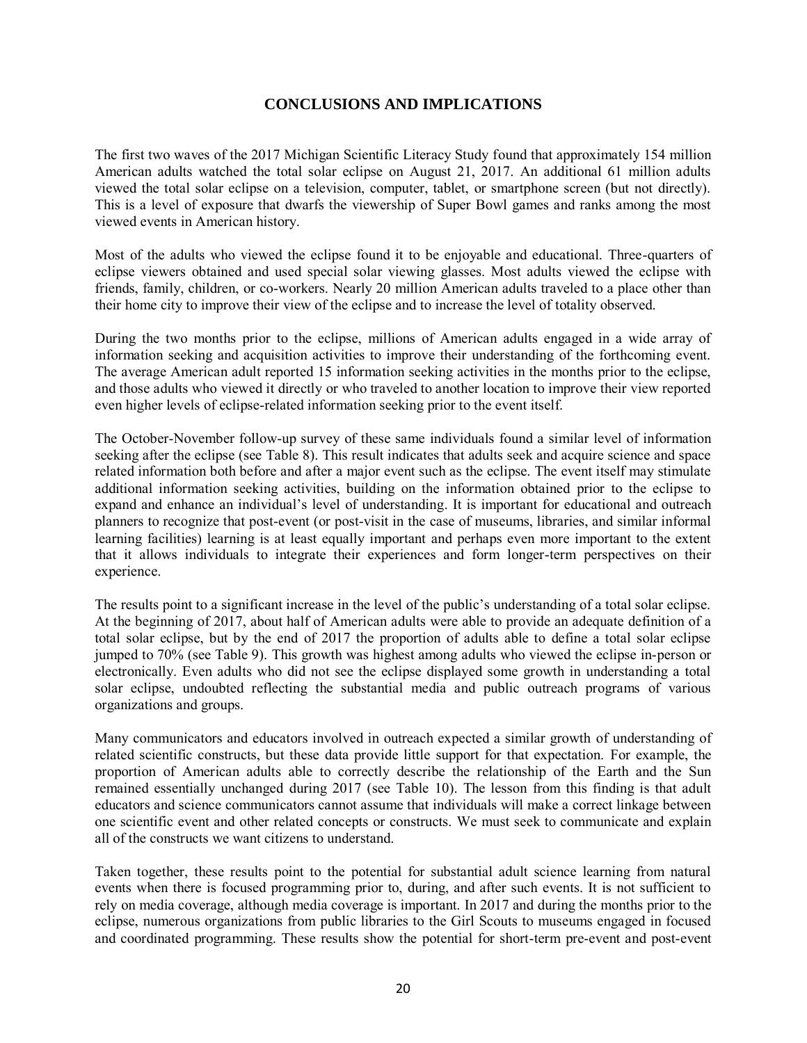## CONCLUSIONS AND IMPLICATIONS

The first two waves of the 2017 Michigan Scientific Literacy Study found that approximately 154 million American adults watched the total solar eclipse on August 21, 2017. An additional 61 million adults viewed the total solar eclipse on a television, computer, tablet, or smartphone screen (but not directly). This is a level of exposure that dwarfs the viewership of Super Bowl games and ranks among the most viewed events in American history.

Most of the adults who viewed the eclipse found it to be enjoyable and educational. Three-quarters of eclipse viewers obtained and used special solar viewing glasses. Most adults viewed the eclipse with friends, family, children, or co-workers. Nearly 20 million American adults traveled to a place other than their home city to improve their view of the eclipse and to increase the level of totality observed.

During the two months prior to the eclipse, millions of American adults engaged in a wide array of information seeking and acquisition activities to improve their understanding of the forthcoming event. The average American adult reported 15 information seeking activities in the months prior to the eclipse, and those adults who viewed it directly or who traveled to another location to improve their view reported even higher levels of eclipse-related information seeking prior to the event itself.

The October-November follow-up survey of these same individuals found a similar level of information seeking after the eclipse (see Table 8). This result indicates that adults seek and acquire science and space related information both before and after a major event such as the eclipse. The event itself may stimulate additional information seeking activities, building on the information obtained prior to the eclipse to expand and enhance an individual's level of understanding. It is important for educational and outreach planners to recognize that post-event (or post-visit in the case of museums, libraries, and similar informal learning facilities) learning is at least equally important and perhaps even more important to the extent that it allows individuals to integrate their experiences and form longer-term perspectives on their experience.

The results point to a significant increase in the level of the public's understanding of a total solar eclipse. At the beginning of 2017, about half of American adults were able to provide an adequate definition of a total solar eclipse, but by the end of 2017 the proportion of adults able to define a total solar eclipse jumped to 70% (see Table 9). This growth was highest among adults who viewed the eclipse in-person or electronically. Even adults who did not see the eclipse displayed some growth in understanding a total solar eclipse, undoubted reflecting the substantial media and public outreach programs of various organizations and groups.

Many communicators and educators involved in outreach expected a similar growth of understanding of related scientific constructs, but these data provide little support for that expectation. For example, the proportion of American adults able to correctly describe the relationship of the Earth and the Sun remained essentially unchanged during 2017 (see Table 10). The lesson from this finding is that adult educators and science communicators cannot assume that individuals will make a correct linkage between one scientific event and other related concepts or constructs. We must seek to communicate and explain all of the constructs we want citizens to understand.

Taken together, these results point to the potential for substantial adult science learning from natural events when there is focused programming prior to, during, and after such events. It is not sufficient to rely on media coverage, although media coverage is important. In 2017 and during the months prior to the eclipse, numerous organizations from public libraries to the Girl Scouts to museums engaged in focused and coordinated programming. These results show the potential for short-term pre-event and post-event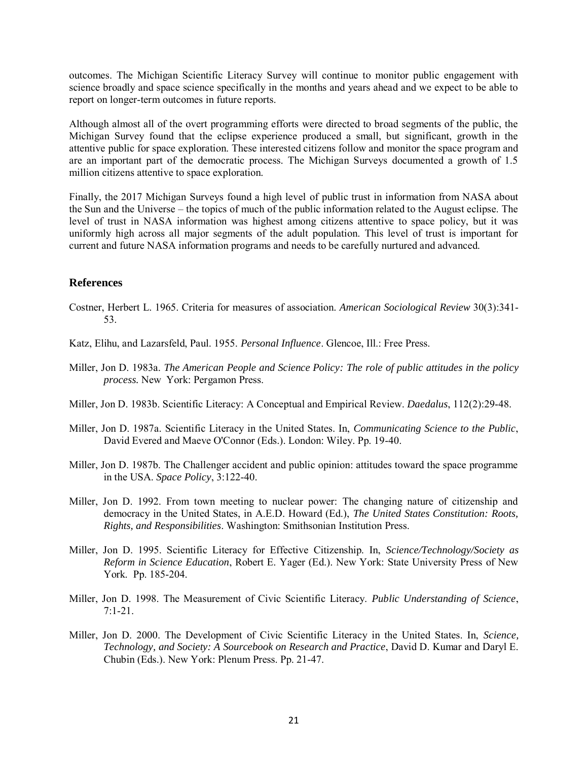outcomes. The Michigan Scientific Literacy Survey will continue to monitor public engagement with science broadly and space science specifically in the months and years ahead and we expect to be able to report on longer-term outcomes in future reports.

Although almost all of the overt programming efforts were directed to broad segments of the public, the Michigan Survey found that the eclipse experience produced a small, but significant, growth in the attentive public for space exploration. These interested citizens follow and monitor the space program and are an important part of the democratic process. The Michigan Surveys documented a growth of 1.5 million citizens attentive to space exploration.

Finally, the 2017 Michigan Surveys found a high level of public trust in information from NASA about the Sun and the Universe – the topics of much of the public information related to the August eclipse. The level of trust in NASA information was highest among citizens attentive to space policy, but it was uniformly high across all major segments of the adult population. This level of trust is important for current and future NASA information programs and needs to be carefully nurtured and advanced.

## References

Costner, Herbert L. 1965. Criteria for measures of association. *American Sociological Review* 30(3):341-53.

Katz, Elihu, and Lazarsfeld, Paul. 1955. *Personal Influence*. Glencoe, Ill.: Free Press.

Miller, Jon D. 1983a. *The American People and Science Policy: The role of public attitudes in the policy process*. New York: Pergamon Press.

Miller, Jon D. 1983b. Scientific Literacy: A Conceptual and Empirical Review. *Daedalus*, 112(2):29-48.

Miller, Jon D. 1987a. Scientific Literacy in the United States. In, *Communicating Science to the Public*, David Evered and Maeve O'Connor (Eds.). London: Wiley. Pp. 19-40.

Miller, Jon D. 1987b. The Challenger accident and public opinion: attitudes toward the space programme in the USA. *Space Policy*, 3:122-40.

Miller, Jon D. 1992. From town meeting to nuclear power: The changing nature of citizenship and democracy in the United States, in A.E.D. Howard (Ed.), *The United States Constitution: Roots, Rights, and Responsibilities*. Washington: Smithsonian Institution Press.

Miller, Jon D. 1995. Scientific Literacy for Effective Citizenship. In, *Science/Technology/Society as Reform in Science Education*, Robert E. Yager (Ed.). New York: State University Press of New York. Pp. 185-204.

Miller, Jon D. 1998. The Measurement of Civic Scientific Literacy. *Public Understanding of Science*, 7:1-21.

Miller, Jon D. 2000. The Development of Civic Scientific Literacy in the United States. In, *Science, Technology, and Society: A Sourcebook on Research and Practice*, David D. Kumar and Daryl E. Chubin (Eds.). New York: Plenum Press. Pp. 21-47.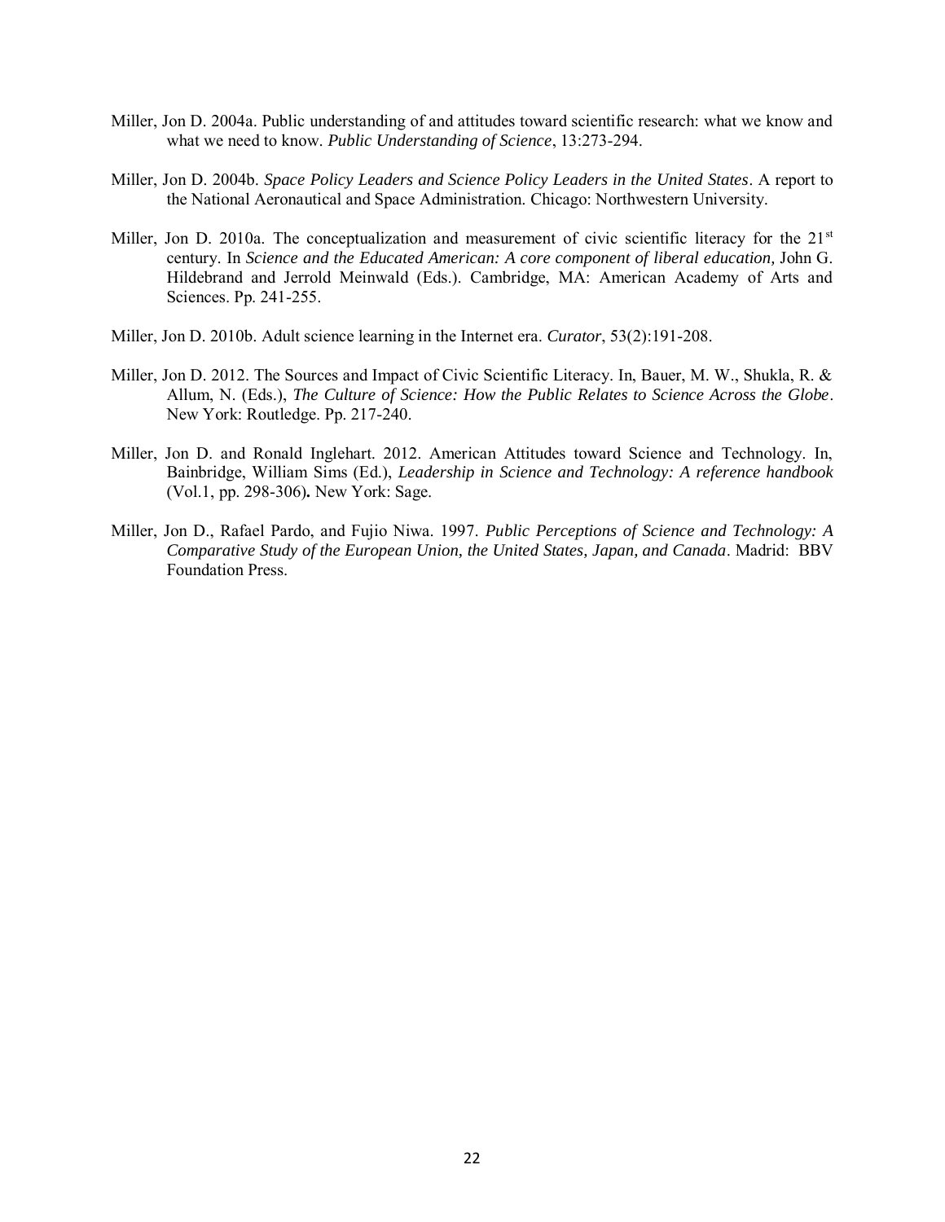Miller, Jon D. 2004a. Public understanding of and attitudes toward scientific research: what we know and what we need to know. *Public Understanding of Science*, 13:273-294.

Miller, Jon D. 2004b. *Space Policy Leaders and Science Policy Leaders in the United States*. A report to the National Aeronautical and Space Administration. Chicago: Northwestern University.

Miller, Jon D. 2010a. The conceptualization and measurement of civic scientific literacy for the 21st century. In *Science and the Educated American: A core component of liberal education,* John G. Hildebrand and Jerrold Meinwald (Eds.). Cambridge, MA: American Academy of Arts and Sciences. Pp. 241-255.

Miller, Jon D. 2010b. Adult science learning in the Internet era. *Curator*, 53(2):191-208.

Miller, Jon D. 2012. The Sources and Impact of Civic Scientific Literacy. In, Bauer, M. W., Shukla, R. & Allum, N. (Eds.), *The Culture of Science: How the Public Relates to Science Across the Globe*. New York: Routledge. Pp. 217-240.

Miller, Jon D. and Ronald Inglehart. 2012. American Attitudes toward Science and Technology. In, Bainbridge, William Sims (Ed.), *Leadership in Science and Technology: A reference handbook* (Vol.1, pp. 298-306)**.** New York: Sage.

Miller, Jon D., Rafael Pardo, and Fujio Niwa. 1997. *Public Perceptions of Science and Technology: A Comparative Study of the European Union, the United States, Japan, and Canada*. Madrid: BBV Foundation Press.